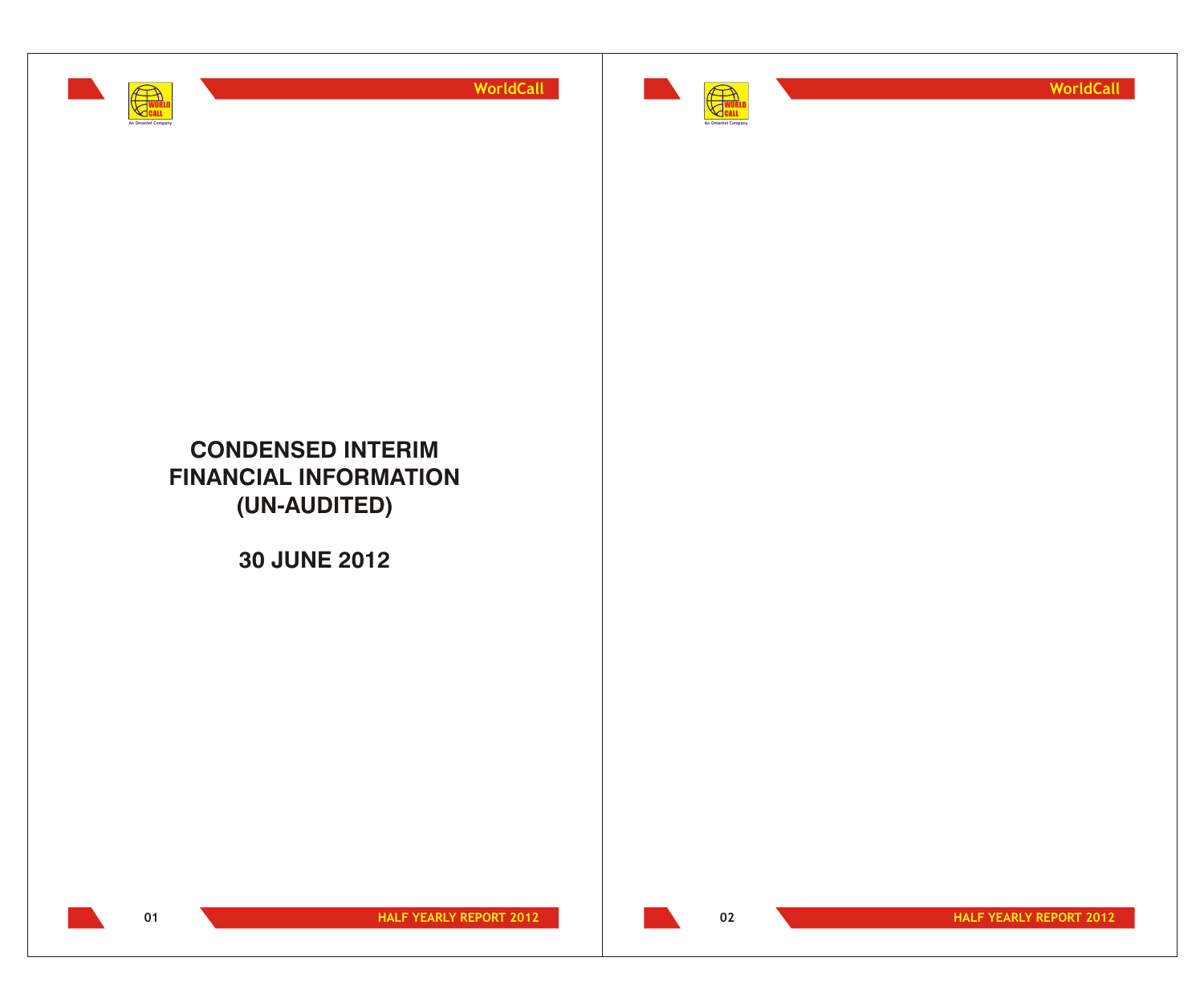# CONDENSED INTERIM FINANCIAL INFORMATION (UN-AUDITED)

## 30 JUNE 2012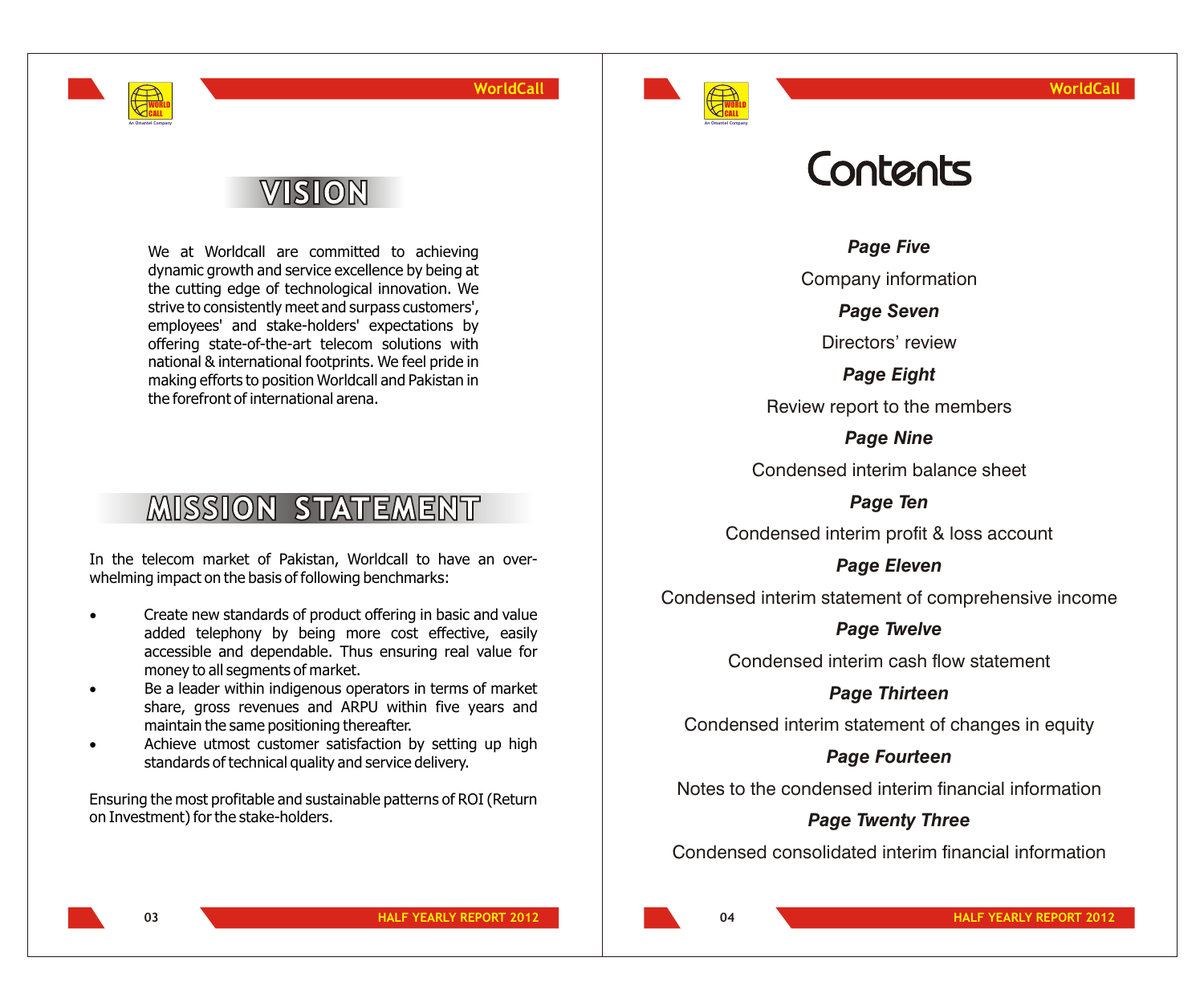# VISION

We at Worldcall are committed to achieving dynamic growth and service excellence by being at the cutting edge of technological innovation. We strive to consistently meet and surpass customers', employees' and stake-holders' expectations by offering state-of-the-art telecom solutions with national & international footprints. We feel pride in making efforts to position Worldcall and Pakistan in the forefront of international arena.

# MISSION STATEMENT

In the telecom market of Pakistan, Worldcall to have an over-whelming impact on the basis of following benchmarks:

- Create new standards of product offering in basic and value added telephony by being more cost effective, easily accessible and dependable. Thus ensuring real value for money to all segments of market.
- Be a leader within indigenous operators in terms of market share, gross revenues and ARPU within five years and maintain the same positioning thereafter.
- Achieve utmost customer satisfaction by setting up high standards of technical quality and service delivery.

Ensuring the most profitable and sustainable patterns of ROI (Return on Investment) for the stake-holders.

# Contents

***Page Five***

Company information

***Page Seven***

Directors' review

***Page Eight***

Review report to the members

***Page Nine***

Condensed interim balance sheet

***Page Ten***

Condensed interim profit & loss account

***Page Eleven***

Condensed interim statement of comprehensive income

***Page Twelve***

Condensed interim cash flow statement

***Page Thirteen***

Condensed interim statement of changes in equity

***Page Fourteen***

Notes to the condensed interim financial information

***Page Twenty Three***

Condensed consolidated interim financial information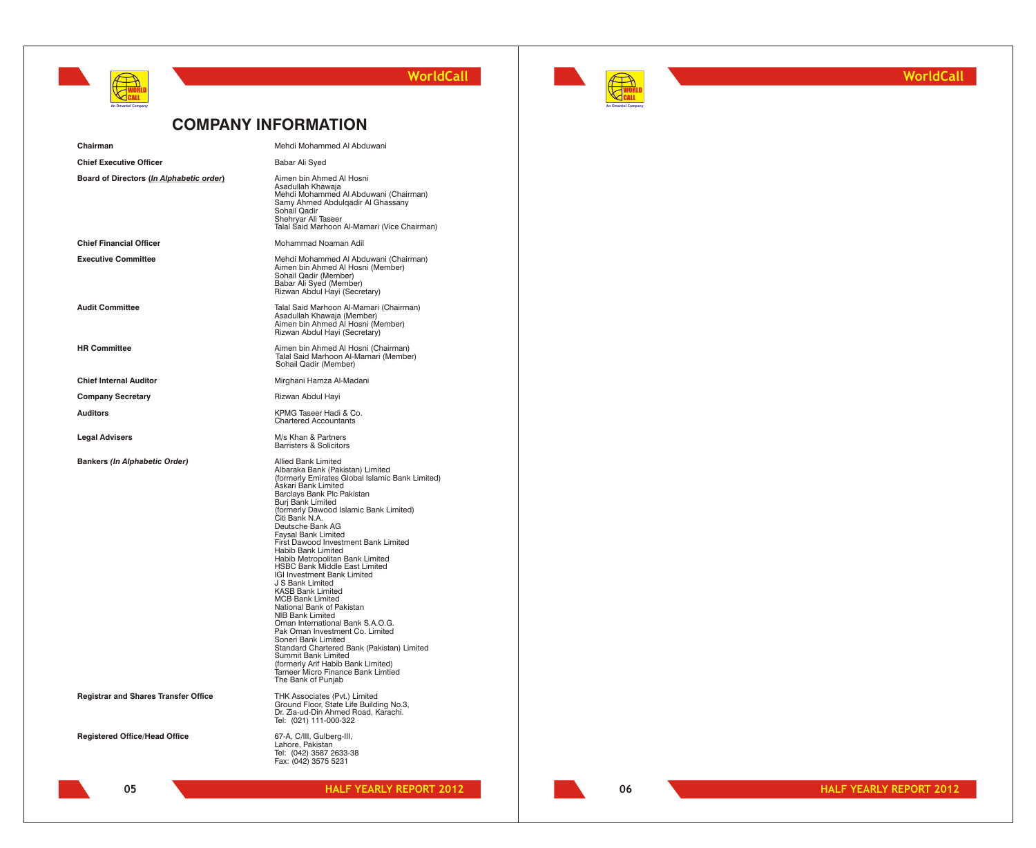# COMPANY INFORMATION

| | |
|---|---|
| **Chairman** | Mehdi Mohammed Al Abduwani |
| **Chief Executive Officer** | Babar Ali Syed |
| **Board of Directors (*In Alphabetic order*)** | Aimen bin Ahmed Al Hosni<br>Asadullah Khawaja<br>Mehdi Mohammed Al Abduwani (Chairman)<br>Samy Ahmed Abdulqadir Al Ghassany<br>Sohail Qadir<br>Shehryar Ali Taseer<br>Talal Said Marhoon Al-Mamari (Vice Chairman) |
| **Chief Financial Officer** | Mohammad Noaman Adil |
| **Executive Committee** | Mehdi Mohammed Al Abduwani (Chairman)<br>Aimen bin Ahmed Al Hosni (Member)<br>Sohail Qadir (Member)<br>Babar Ali Syed (Member)<br>Rizwan Abdul Hayi (Secretary) |
| **Audit Committee** | Talal Said Marhoon Al-Mamari (Chairman)<br>Asadullah Khawaja (Member)<br>Aimen bin Ahmed Al Hosni (Member)<br>Rizwan Abdul Hayi (Secretary) |
| **HR Committee** | Aimen bin Ahmed Al Hosni (Chairman)<br>Talal Said Marhoon Al-Mamari (Member)<br>Sohail Qadir (Member) |
| **Chief Internal Auditor** | Mirghani Hamza Al-Madani |
| **Company Secretary** | Rizwan Abdul Hayi |
| **Auditors** | KPMG Taseer Hadi & Co.<br>Chartered Accountants |
| **Legal Advisers** | M/s Khan & Partners<br>Barristers & Solicitors |
| **Bankers (*In Alphabetic Order)*** | Allied Bank Limited<br>Albaraka Bank (Pakistan) Limited<br>(formerly Emirates Global Islamic Bank Limited)<br>Askari Bank Limited<br>Barclays Bank Plc Pakistan<br>Burj Bank Limited<br>(formerly Dawood Islamic Bank Limited)<br>Citi Bank N.A.<br>Deutsche Bank AG<br>Faysal Bank Limited<br>First Dawood Investment Bank Limited<br>Habib Bank Limited<br>Habib Metropolitan Bank Limited<br>HSBC Bank Middle East Limited<br>IGI Investment Bank Limited<br>J S Bank Limited<br>KASB Bank Limited<br>MCB Bank Limited<br>National Bank of Pakistan<br>NIB Bank Limited<br>Oman International Bank S.A.O.G.<br>Pak Oman Investment Co. Limited<br>Soneri Bank Limited<br>Standard Chartered Bank (Pakistan) Limited<br>Summit Bank Limited<br>(formerly Arif Habib Bank Limited)<br>Tameer Micro Finance Bank Limtied<br>The Bank of Punjab |
| **Registrar and Shares Transfer Office** | THK Associates (Pvt.) Limited<br>Ground Floor, State Life Building No.3,<br>Dr. Zia-ud-Din Ahmed Road, Karachi.<br>Tel: (021) 111-000-322 |
| **Registered Office/Head Office** | 67-A, C/III, Gulberg-III,<br>Lahore, Pakistan<br>Tel: (042) 3587 2633-38<br>Fax: (042) 3575 5231 |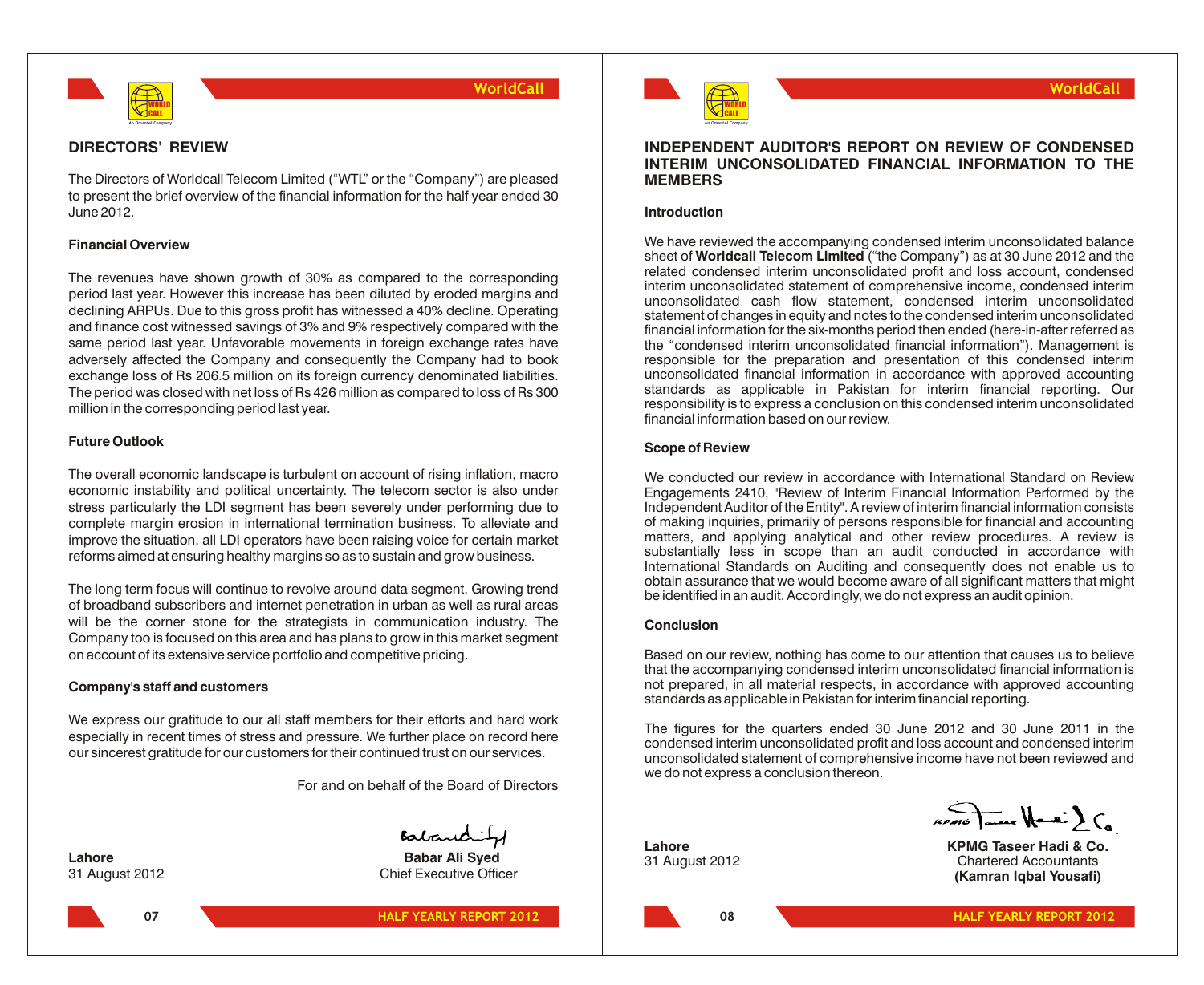## DIRECTORS' REVIEW

The Directors of Worldcall Telecom Limited ("WTL" or the "Company") are pleased to present the brief overview of the financial information for the half year ended 30 June 2012.

### Financial Overview

The revenues have shown growth of 30% as compared to the corresponding period last year. However this increase has been diluted by eroded margins and declining ARPUs. Due to this gross profit has witnessed a 40% decline. Operating and finance cost witnessed savings of 3% and 9% respectively compared with the same period last year. Unfavorable movements in foreign exchange rates have adversely affected the Company and consequently the Company had to book exchange loss of Rs 206.5 million on its foreign currency denominated liabilities. The period was closed with net loss of Rs 426 million as compared to loss of Rs 300 million in the corresponding period last year.

### Future Outlook

The overall economic landscape is turbulent on account of rising inflation, macro economic instability and political uncertainty. The telecom sector is also under stress particularly the LDI segment has been severely under performing due to complete margin erosion in international termination business. To alleviate and improve the situation, all LDI operators have been raising voice for certain market reforms aimed at ensuring healthy margins so as to sustain and grow business.

The long term focus will continue to revolve around data segment. Growing trend of broadband subscribers and internet penetration in urban as well as rural areas will be the corner stone for the strategists in communication industry. The Company too is focused on this area and has plans to grow in this market segment on account of its extensive service portfolio and competitive pricing.

### Company's staff and customers

We express our gratitude to our all staff members for their efforts and hard work especially in recent times of stress and pressure. We further place on record here our sincerest gratitude for our customers for their continued trust on our services.

For and on behalf of the Board of Directors

**Lahore**
31 August 2012

**Babar Ali Syed**
Chief Executive Officer

## INDEPENDENT AUDITOR'S REPORT ON REVIEW OF CONDENSED INTERIM UNCONSOLIDATED FINANCIAL INFORMATION TO THE MEMBERS

### Introduction

We have reviewed the accompanying condensed interim unconsolidated balance sheet of **Worldcall Telecom Limited** ("the Company") as at 30 June 2012 and the related condensed interim unconsolidated profit and loss account, condensed interim unconsolidated statement of comprehensive income, condensed interim unconsolidated cash flow statement, condensed interim unconsolidated statement of changes in equity and notes to the condensed interim unconsolidated financial information for the six-months period then ended (here-in-after referred as the "condensed interim unconsolidated financial information"). Management is responsible for the preparation and presentation of this condensed interim unconsolidated financial information in accordance with approved accounting standards as applicable in Pakistan for interim financial reporting. Our responsibility is to express a conclusion on this condensed interim unconsolidated financial information based on our review.

### Scope of Review

We conducted our review in accordance with International Standard on Review Engagements 2410, "Review of Interim Financial Information Performed by the Independent Auditor of the Entity". A review of interim financial information consists of making inquiries, primarily of persons responsible for financial and accounting matters, and applying analytical and other review procedures. A review is substantially less in scope than an audit conducted in accordance with International Standards on Auditing and consequently does not enable us to obtain assurance that we would become aware of all significant matters that might be identified in an audit. Accordingly, we do not express an audit opinion.

### Conclusion

Based on our review, nothing has come to our attention that causes us to believe that the accompanying condensed interim unconsolidated financial information is not prepared, in all material respects, in accordance with approved accounting standards as applicable in Pakistan for interim financial reporting.

The figures for the quarters ended 30 June 2012 and 30 June 2011 in the condensed interim unconsolidated profit and loss account and condensed interim unconsolidated statement of comprehensive income have not been reviewed and we do not express a conclusion thereon.

**Lahore**
31 August 2012

**KPMG Taseer Hadi & Co.**
Chartered Accountants
**(Kamran Iqbal Yousafi)**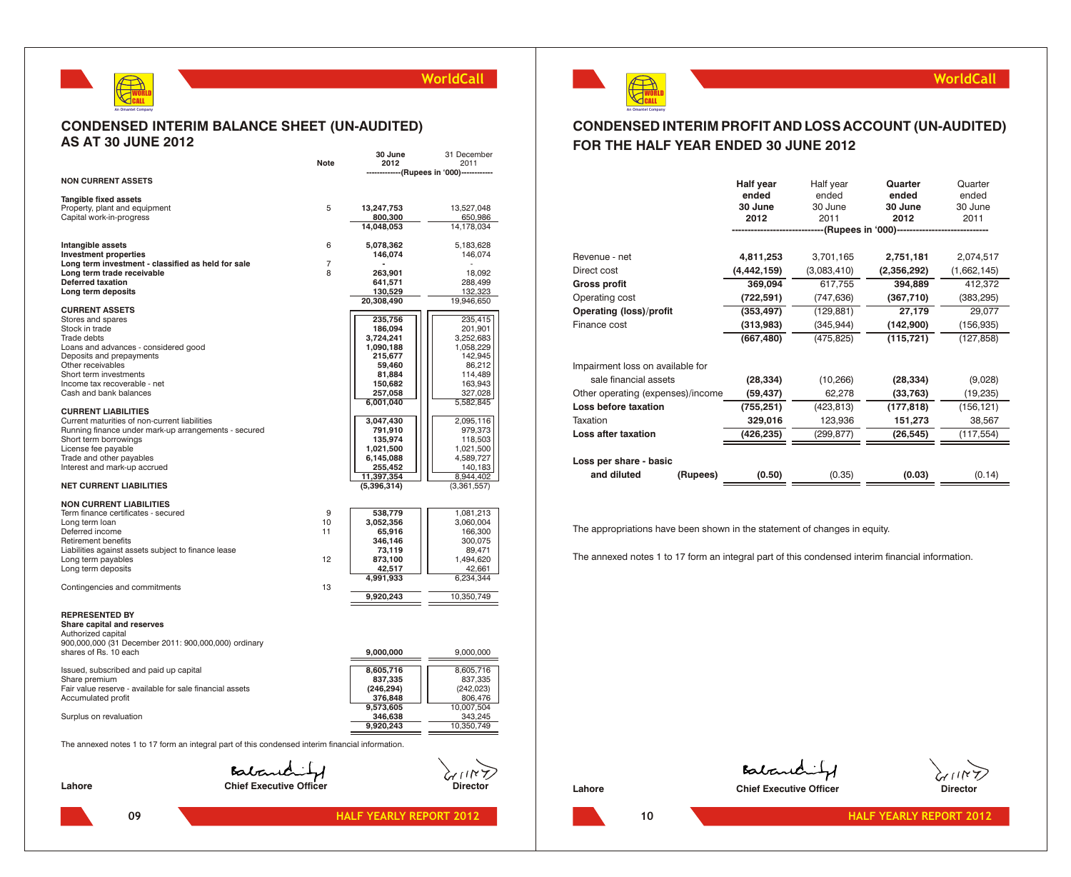## CONDENSED INTERIM BALANCE SHEET (UN-AUDITED) AS AT 30 JUNE 2012

| | Note | 30 June 2012 | 31 December 2011 |
|---|---|---|---|
| | | (Rupees in '000) | |
| **NON CURRENT ASSETS** | | | |
| **Tangible fixed assets** | | | |
| Property, plant and equipment | 5 | **13,247,753** | 13,527,048 |
| Capital work-in-progress | | **800,300** | 650,986 |
| | | **14,048,053** | 14,178,034 |
| **Intangible assets** | 6 | **5,078,362** | 5,183,628 |
| **Investment properties** | | **146,074** | 146,074 |
| **Long term investment - classified as held for sale** | 7 | **-** | - |
| **Long term trade receivable** | 8 | **263,901** | 18,092 |
| **Deferred taxation** | | **641,571** | 288,499 |
| **Long term deposits** | | **130,529** | 132,323 |
| | | **20,308,490** | 19,946,650 |
| **CURRENT ASSETS** | | | |
| Stores and spares | | **235,756** | 235,415 |
| Stock in trade | | **186,094** | 201,901 |
| Trade debts | | **3,724,241** | 3,252,683 |
| Loans and advances - considered good | | **1,090,188** | 1,058,229 |
| Deposits and prepayments | | **215,677** | 142,945 |
| Other receivables | | **59,460** | 86,212 |
| Short term investments | | **81,884** | 114,489 |
| Income tax recoverable - net | | **150,682** | 163,943 |
| Cash and bank balances | | **257,058** | 327,028 |
| | | **6,001,040** | 5,582,845 |
| **CURRENT LIABILITIES** | | | |
| Current maturities of non-current liabilities | | **3,047,430** | 2,095,116 |
| Running finance under mark-up arrangements - secured | | **791,910** | 979,373 |
| Short term borrowings | | **135,974** | 118,503 |
| License fee payable | | **1,021,500** | 1,021,500 |
| Trade and other payables | | **6,145,088** | 4,589,727 |
| Interest and mark-up accrued | | **255,452** | 140,183 |
| | | **11,397,354** | 8,944,402 |
| **NET CURRENT LIABILITIES** | | **(5,396,314)** | (3,361,557) |
| **NON CURRENT LIABILITIES** | | | |
| Term finance certificates - secured | 9 | **538,779** | 1,081,213 |
| Long term loan | 10 | **3,052,356** | 3,060,004 |
| Deferred income | 11 | **65,916** | 166,300 |
| Retirement benefits | | **346,146** | 300,075 |
| Liabilities against assets subject to finance lease | | **73,119** | 89,471 |
| Long term payables | 12 | **873,100** | 1,494,620 |
| Long term deposits | | **42,517** | 42,661 |
| | | **4,991,933** | 6,234,344 |
| Contingencies and commitments | 13 | | |
| | | **9,920,243** | 10,350,749 |
| **REPRESENTED BY** | | | |
| **Share capital and reserves** | | | |
| Authorized capital 900,000,000 (31 December 2011: 900,000,000) ordinary shares of Rs. 10 each | | **9,000,000** | 9,000,000 |
| Issued, subscribed and paid up capital | | **8,605,716** | 8,605,716 |
| Share premium | | **837,335** | 837,335 |
| Fair value reserve - available for sale financial assets | | **(246,294)** | (242,023) |
| Accumulated profit | | **376,848** | 806,476 |
| | | **9,573,605** | 10,007,504 |
| Surplus on revaluation | | **346,638** | 343,245 |
| | | **9,920,243** | 10,350,749 |

The annexed notes 1 to 17 form an integral part of this condensed interim financial information.

Lahore

**Chief Executive Officer** **Director**

## CONDENSED INTERIM PROFIT AND LOSS ACCOUNT (UN-AUDITED) FOR THE HALF YEAR ENDED 30 JUNE 2012

| | Half year ended 30 June 2012 | Half year ended 30 June 2011 | Quarter ended 30 June 2012 | Quarter ended 30 June 2011 |
|---|---|---|---|---|
| | (Rupees in '000) | | | |
| Revenue - net | **4,811,253** | 3,701,165 | **2,751,181** | 2,074,517 |
| Direct cost | **(4,442,159)** | (3,083,410) | **(2,356,292)** | (1,662,145) |
| **Gross profit** | **369,094** | 617,755 | **394,889** | 412,372 |
| Operating cost | **(722,591)** | (747,636) | **(367,710)** | (383,295) |
| **Operating (loss)/profit** | **(353,497)** | (129,881) | **27,179** | 29,077 |
| Finance cost | **(313,983)** | (345,944) | **(142,900)** | (156,935) |
| | **(667,480)** | (475,825) | **(115,721)** | (127,858) |
| Impairment loss on available for sale financial assets | **(28,334)** | (10,266) | **(28,334)** | (9,028) |
| Other operating (expenses)/income | **(59,437)** | 62,278 | **(33,763)** | (19,235) |
| **Loss before taxation** | **(755,251)** | (423,813) | **(177,818)** | (156,121) |
| Taxation | **329,016** | 123,936 | **151,273** | 38,567 |
| **Loss after taxation** | **(426,235)** | (299,877) | **(26,545)** | (117,554) |
| **Loss per share - basic and diluted (Rupees)** | **(0.50)** | (0.35) | **(0.03)** | (0.14) |

The appropriations have been shown in the statement of changes in equity.

The annexed notes 1 to 17 form an integral part of this condensed interim financial information.

Lahore

**Chief Executive Officer** **Director**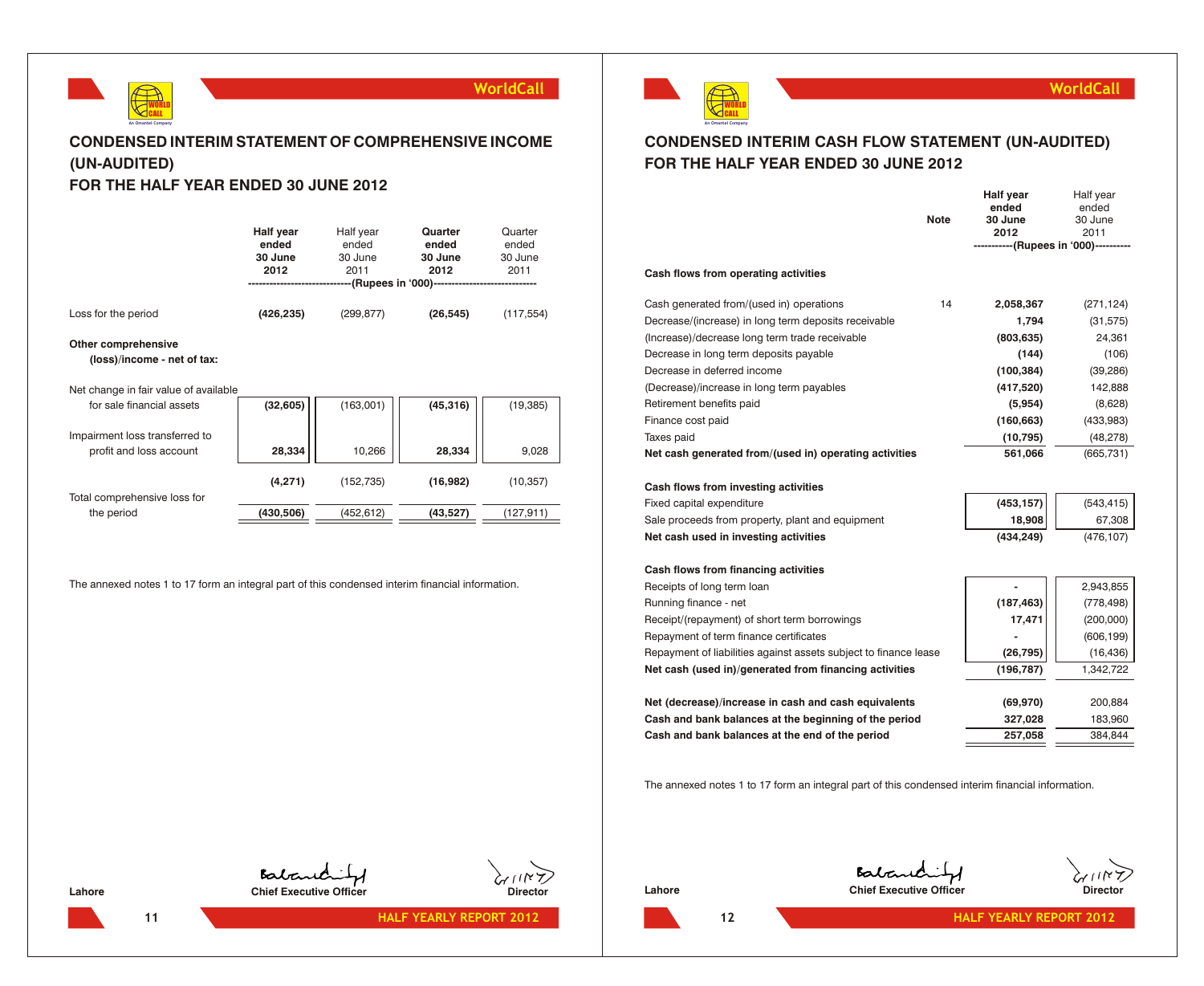## CONDENSED INTERIM STATEMENT OF COMPREHENSIVE INCOME (UN-AUDITED) FOR THE HALF YEAR ENDED 30 JUNE 2012

| | Half year ended 30 June 2012 | Half year ended 30 June 2011 | Quarter ended 30 June 2012 | Quarter ended 30 June 2011 |
|---|---|---|---|---|
| | (Rupees in '000) | | | |
| Loss for the period | **(426,235)** | (299,877) | **(26,545)** | (117,554) |
| **Other comprehensive (loss)/income - net of tax:** | | | | |
| Net change in fair value of available for sale financial assets | **(32,605)** | (163,001) | **(45,316)** | (19,385) |
| Impairment loss transferred to profit and loss account | **28,334** | 10,266 | **28,334** | 9,028 |
| | **(4,271)** | (152,735) | **(16,982)** | (10,357) |
| Total comprehensive loss for the period | **(430,506)** | (452,612) | **(43,527)** | (127,911) |

The annexed notes 1 to 17 form an integral part of this condensed interim financial information.

Lahore

Chief Executive Officer

Director

## CONDENSED INTERIM CASH FLOW STATEMENT (UN-AUDITED) FOR THE HALF YEAR ENDED 30 JUNE 2012

| | Note | Half year ended 30 June 2012 | Half year ended 30 June 2011 |
|---|---|---|---|
| | | (Rupees in '000) | |
| **Cash flows from operating activities** | | | |
| Cash generated from/(used in) operations | 14 | **2,058,367** | (271,124) |
| Decrease/(increase) in long term deposits receivable | | **1,794** | (31,575) |
| (Increase)/decrease long term trade receivable | | **(803,635)** | 24,361 |
| Decrease in long term deposits payable | | **(144)** | (106) |
| Decrease in deferred income | | **(100,384)** | (39,286) |
| (Decrease)/increase in long term payables | | **(417,520)** | 142,888 |
| Retirement benefits paid | | **(5,954)** | (8,628) |
| Finance cost paid | | **(160,663)** | (433,983) |
| Taxes paid | | **(10,795)** | (48,278) |
| **Net cash generated from/(used in) operating activities** | | **561,066** | (665,731) |
| **Cash flows from investing activities** | | | |
| Fixed capital expenditure | | **(453,157)** | (543,415) |
| Sale proceeds from property, plant and equipment | | **18,908** | 67,308 |
| **Net cash used in investing activities** | | **(434,249)** | (476,107) |
| **Cash flows from financing activities** | | | |
| Receipts of long term loan | | **-** | 2,943,855 |
| Running finance - net | | **(187,463)** | (778,498) |
| Receipt/(repayment) of short term borrowings | | **17,471** | (200,000) |
| Repayment of term finance certificates | | **-** | (606,199) |
| Repayment of liabilities against assets subject to finance lease | | **(26,795)** | (16,436) |
| **Net cash (used in)/generated from financing activities** | | **(196,787)** | 1,342,722 |
| **Net (decrease)/increase in cash and cash equivalents** | | **(69,970)** | 200,884 |
| **Cash and bank balances at the beginning of the period** | | **327,028** | 183,960 |
| **Cash and bank balances at the end of the period** | | **257,058** | 384,844 |

The annexed notes 1 to 17 form an integral part of this condensed interim financial information.

Lahore

Chief Executive Officer

Director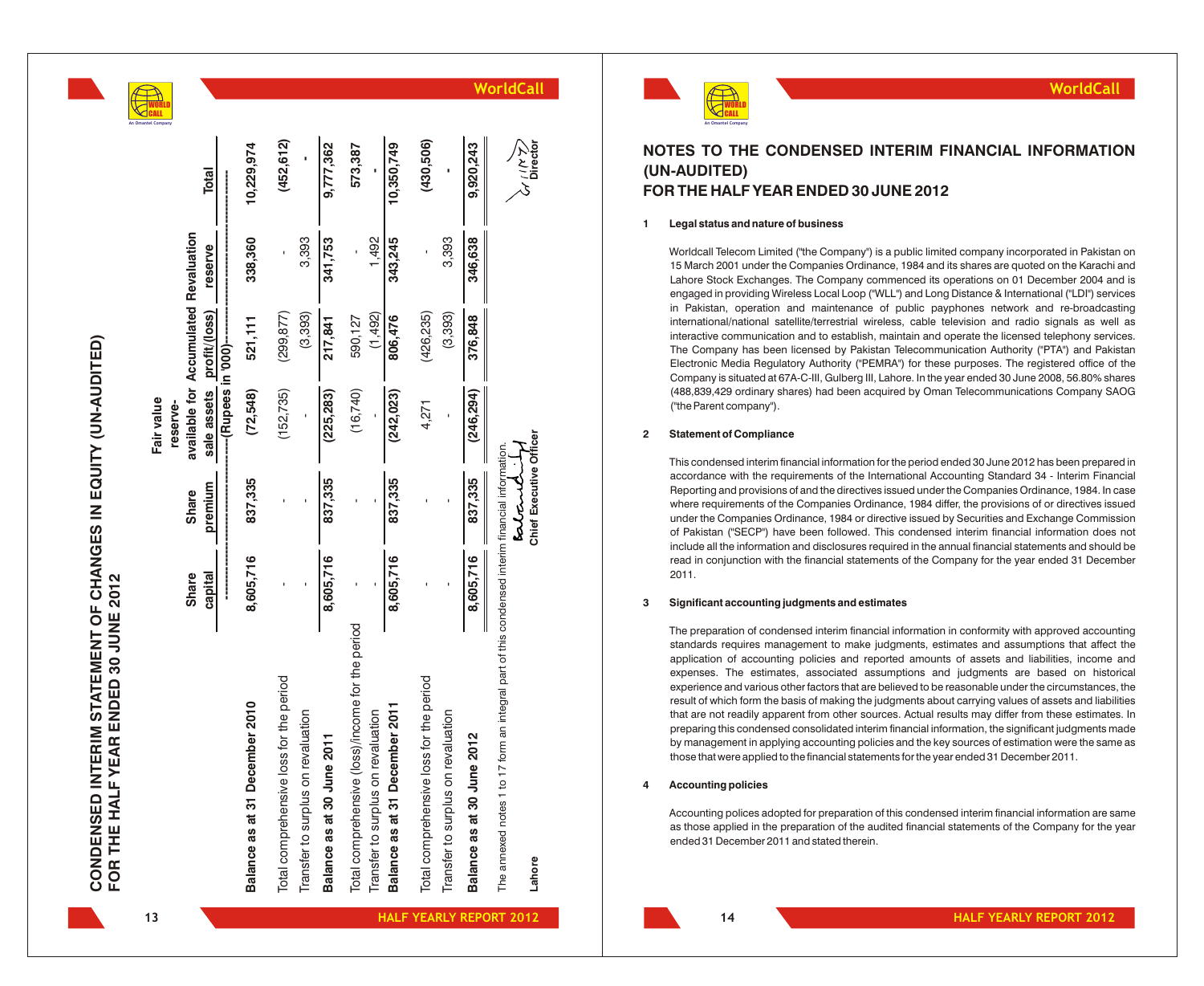# CONDENSED INTERIM STATEMENT OF CHANGES IN EQUITY (UN-AUDITED)
## FOR THE HALF YEAR ENDED 30 JUNE 2012

| | Share capital | Share premium | Fair value reserve-available for sale assets | Accumulated profit/(loss) | Revaluation reserve | Total |
|---|---|---|---|---|---|---|
| | ------------------------ | ------------------------ | (Rupees in '000) | ------------------------ | ------------------------ | ------------------------ |
| **Balance as at 31 December 2010** | **8,605,716** | **837,335** | **(72,548)** | **521,111** | **338,360** | **10,229,974** |
| Total comprehensive loss for the period | - | - | (152,735) | (299,877) | - | **(452,612)** |
| Transfer to surplus on revaluation | - | - | - | (3,393) | 3,393 | **-** |
| **Balance as at 30 June 2011** | **8,605,716** | **837,335** | **(225,283)** | **217,841** | **341,753** | **9,777,362** |
| Total comprehensive (loss)/income for the period | - | - | (16,740) | 590,127 | - | **573,387** |
| Transfer to surplus on revaluation | - | - | - | (1,492) | 1,492 | **-** |
| **Balance as at 31 December 2011** | **8,605,716** | **837,335** | **(242,023)** | **806,476** | **343,245** | **10,350,749** |
| Total comprehensive loss for the period | - | - | 4,271 | (426,235) | - | **(430,506)** |
| Transfer to surplus on revaluation | - | - | - | (3,393) | 3,393 | **-** |
| **Balance as at 30 June 2012** | **8,605,716** | **837,335** | **(246,294)** | **376,848** | **346,638** | **9,920,243** |

The annexed notes 1 to 17 form an integral part of this condensed interim financial information.

**Lahore** **Chief Executive Officer** **Director**

# NOTES TO THE CONDENSED INTERIM FINANCIAL INFORMATION (UN-AUDITED) FOR THE HALF YEAR ENDED 30 JUNE 2012

**1 Legal status and nature of business**

Worldcall Telecom Limited ("the Company") is a public limited company incorporated in Pakistan on 15 March 2001 under the Companies Ordinance, 1984 and its shares are quoted on the Karachi and Lahore Stock Exchanges. The Company commenced its operations on 01 December 2004 and is engaged in providing Wireless Local Loop ("WLL") and Long Distance & International ("LDI") services in Pakistan, operation and maintenance of public payphones network and re-broadcasting international/national satellite/terrestrial wireless, cable television and radio signals as well as interactive communication and to establish, maintain and operate the licensed telephony services. The Company has been licensed by Pakistan Telecommunication Authority ("PTA") and Pakistan Electronic Media Regulatory Authority ("PEMRA") for these purposes. The registered office of the Company is situated at 67A-C-III, Gulberg III, Lahore. In the year ended 30 June 2008, 56.80% shares (488,839,429 ordinary shares) had been acquired by Oman Telecommunications Company SAOG ("the Parent company").

**2 Statement of Compliance**

This condensed interim financial information for the period ended 30 June 2012 has been prepared in accordance with the requirements of the International Accounting Standard 34 - Interim Financial Reporting and provisions of and the directives issued under the Companies Ordinance, 1984. In case where requirements of the Companies Ordinance, 1984 differ, the provisions of or directives issued under the Companies Ordinance, 1984 or directive issued by Securities and Exchange Commission of Pakistan ("SECP") have been followed. This condensed interim financial information does not include all the information and disclosures required in the annual financial statements and should be read in conjunction with the financial statements of the Company for the year ended 31 December 2011.

**3 Significant accounting judgments and estimates**

The preparation of condensed interim financial information in conformity with approved accounting standards requires management to make judgments, estimates and assumptions that affect the application of accounting policies and reported amounts of assets and liabilities, income and expenses. The estimates, associated assumptions and judgments are based on historical experience and various other factors that are believed to be reasonable under the circumstances, the result of which form the basis of making the judgments about carrying values of assets and liabilities that are not readily apparent from other sources. Actual results may differ from these estimates. In preparing this condensed consolidated interim financial information, the significant judgments made by management in applying accounting policies and the key sources of estimation were the same as those that were applied to the financial statements for the year ended 31 December 2011.

**4 Accounting policies**

Accounting polices adopted for preparation of this condensed interim financial information are same as those applied in the preparation of the audited financial statements of the Company for the year ended 31 December 2011 and stated therein.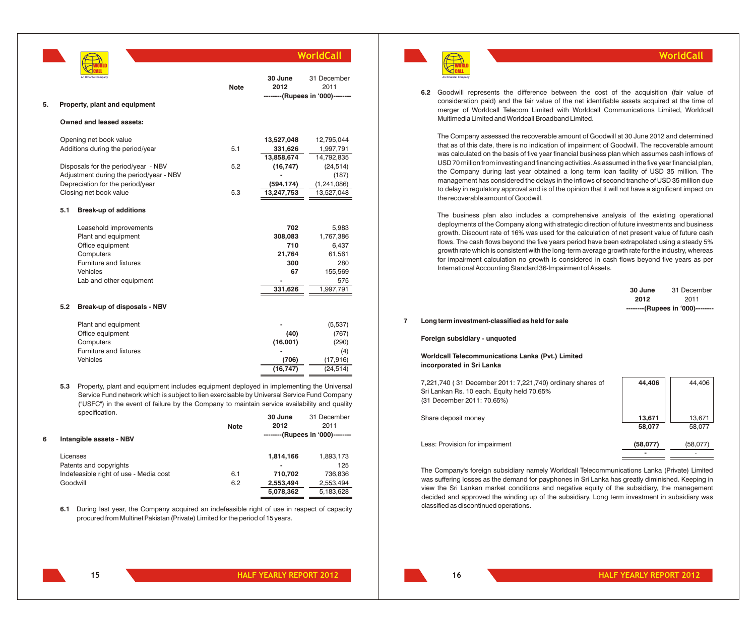## 5. Property, plant and equipment

| | Note | 30 June 2012 | 31 December 2011 |
|---|---|---|---|
| | | --------(Rupees in '000)-------- | |
| **Owned and leased assets:** | | | |
| Opening net book value | | **13,527,048** | 12,795,044 |
| Additions during the period/year | 5.1 | **331,626** | 1,997,791 |
| | | **13,858,674** | 14,792,835 |
| Disposals for the period/year - NBV | 5.2 | **(16,747)** | (24,514) |
| Adjustment during the period/year - NBV | | **-** | (187) |
| Depreciation for the period/year | | **(594,174)** | (1,241,086) |
| Closing net book value | 5.3 | **13,247,753** | 13,527,048 |

### 5.1 Break-up of additions

| | 30 June 2012 | 31 December 2011 |
|---|---|---|
| Leasehold improvements | **702** | 5,983 |
| Plant and equipment | **308,083** | 1,767,386 |
| Office equipment | **710** | 6,437 |
| Computers | **21,764** | 61,561 |
| Furniture and fixtures | **300** | 280 |
| Vehicles | **67** | 155,569 |
| Lab and other equipment | **-** | 575 |
| | **331,626** | 1,997,791 |

### 5.2 Break-up of disposals - NBV

| | 30 June 2012 | 31 December 2011 |
|---|---|---|
| Plant and equipment | **-** | (5,537) |
| Office equipment | **(40)** | (767) |
| Computers | **(16,001)** | (290) |
| Furniture and fixtures | **-** | (4) |
| Vehicles | **(706)** | (17,916) |
| | **(16,747)** | (24,514) |

**5.3** Property, plant and equipment includes equipment deployed in implementing the Universal Service Fund network which is subject to lien exercisable by Universal Service Fund Company ("USFC") in the event of failure by the Company to maintain service availability and quality specification.

## 6 Intangible assets - NBV

| | Note | 30 June 2012 | 31 December 2011 |
|---|---|---|---|
| | | --------(Rupees in '000)-------- | |
| Licenses | | **1,814,166** | 1,893,173 |
| Patents and copyrights | | **-** | 125 |
| Indefeasible right of use - Media cost | 6.1 | **710,702** | 736,836 |
| Goodwill | 6.2 | **2,553,494** | 2,553,494 |
| | | **5,078,362** | 5,183,628 |

**6.1** During last year, the Company acquired an indefeasible right of use in respect of capacity procured from Multinet Pakistan (Private) Limited for the period of 15 years.

**6.2** Goodwill represents the difference between the cost of the acquisition (fair value of consideration paid) and the fair value of the net identifiable assets acquired at the time of merger of Worldcall Telecom Limited with Worldcall Communications Limited, Worldcall Multimedia Limited and Worldcall Broadband Limited.

The Company assessed the recoverable amount of Goodwill at 30 June 2012 and determined that as of this date, there is no indication of impairment of Goodwill. The recoverable amount was calculated on the basis of five year financial business plan which assumes cash inflows of USD 70 million from investing and financing activities. As assumed in the five year financial plan, the Company during last year obtained a long term loan facility of USD 35 million. The management has considered the delays in the inflows of second tranche of USD 35 million due to delay in regulatory approval and is of the opinion that it will not have a significant impact on the recoverable amount of Goodwill.

The business plan also includes a comprehensive analysis of the existing operational deployments of the Company along with strategic direction of future investments and business growth. Discount rate of 16% was used for the calculation of net present value of future cash flows. The cash flows beyond the five years period have been extrapolated using a steady 5% growth rate which is consistent with the long-term average growth rate for the industry, whereas for impairment calculation no growth is considered in cash flows beyond five years as per International Accounting Standard 36-Impairment of Assets.

## 7 Long term investment-classified as held for sale

**Foreign subsidiary - unquoted**

**Worldcall Telecommunications Lanka (Pvt.) Limited incorporated in Sri Lanka**

| | 30 June 2012 | 31 December 2011 |
|---|---|---|
| | --------(Rupees in '000)-------- | |
| 7,221,740 ( 31 December 2011: 7,221,740) ordinary shares of Sri Lankan Rs. 10 each. Equity held 70.65% (31 December 2011: 70.65%) | **44,406** | 44,406 |
| Share deposit money | **13,671** | 13,671 |
| | **58,077** | 58,077 |
| Less: Provision for impairment | **(58,077)** | (58,077) |
| | **-** | - |

The Company's foreign subsidiary namely Worldcall Telecommunications Lanka (Private) Limited was suffering losses as the demand for payphones in Sri Lanka has greatly diminished. Keeping in view the Sri Lankan market conditions and negative equity of the subsidiary, the management decided and approved the winding up of the subsidiary. Long term investment in subsidiary was classified as discontinued operations.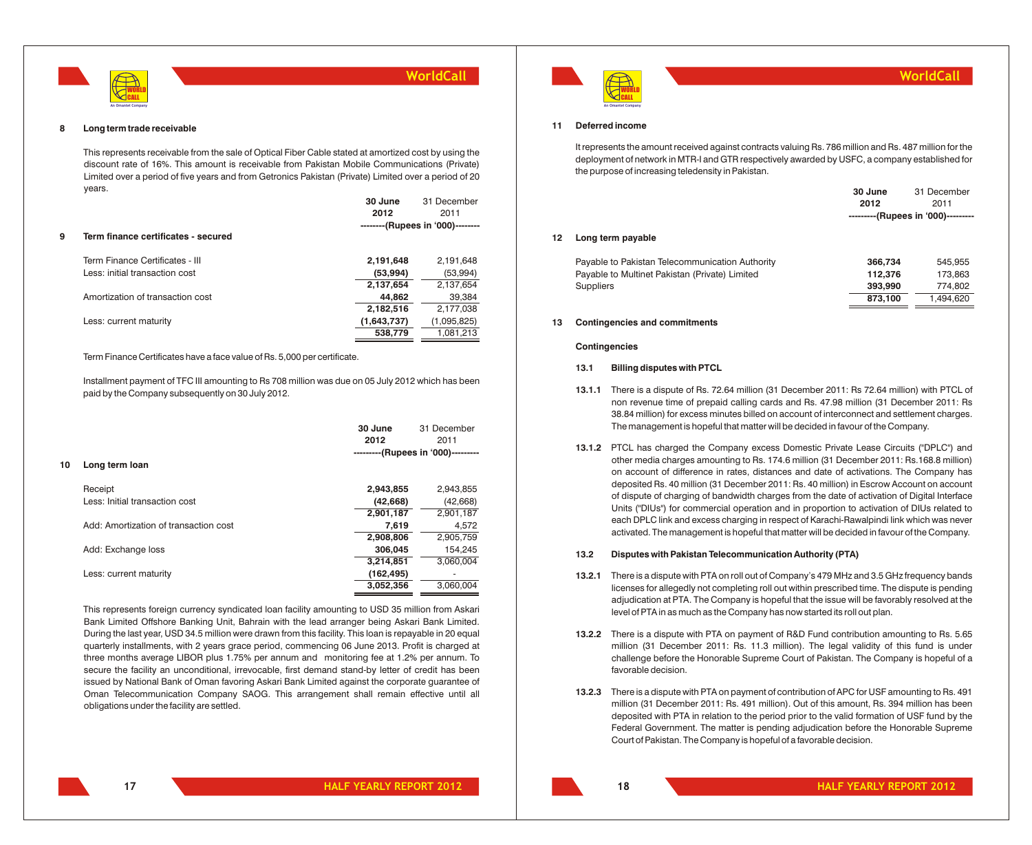## 8 Long term trade receivable

This represents receivable from the sale of Optical Fiber Cable stated at amortized cost by using the discount rate of 16%. This amount is receivable from Pakistan Mobile Communications (Private) Limited over a period of five years and from Getronics Pakistan (Private) Limited over a period of 20 years.

## 9 Term finance certificates - secured

| | 30 June 2012 | 31 December 2011 |
|---|---|---|
| | --------(Rupees in '000)-------- | |
| Term Finance Certificates - III | **2,191,648** | 2,191,648 |
| Less: initial transaction cost | **(53,994)** | (53,994) |
| | **2,137,654** | 2,137,654 |
| Amortization of transaction cost | **44,862** | 39,384 |
| | **2,182,516** | 2,177,038 |
| Less: current maturity | **(1,643,737)** | (1,095,825) |
| | **538,779** | 1,081,213 |

Term Finance Certificates have a face value of Rs. 5,000 per certificate.

Installment payment of TFC III amounting to Rs 708 million was due on 05 July 2012 which has been paid by the Company subsequently on 30 July 2012.

## 10 Long term loan

| | 30 June 2012 | 31 December 2011 |
|---|---|---|
| | ---------(Rupees in '000)--------- | |
| Receipt | **2,943,855** | 2,943,855 |
| Less: Initial transaction cost | **(42,668)** | (42,668) |
| | **2,901,187** | 2,901,187 |
| Add: Amortization of transaction cost | **7,619** | 4,572 |
| | **2,908,806** | 2,905,759 |
| Add: Exchange loss | **306,045** | 154,245 |
| | **3,214,851** | 3,060,004 |
| Less: current maturity | **(162,495)** | - |
| | **3,052,356** | 3,060,004 |

This represents foreign currency syndicated loan facility amounting to USD 35 million from Askari Bank Limited Offshore Banking Unit, Bahrain with the lead arranger being Askari Bank Limited. During the last year, USD 34.5 million were drawn from this facility. This loan is repayable in 20 equal quarterly installments, with 2 years grace period, commencing 06 June 2013. Profit is charged at three months average LIBOR plus 1.75% per annum and monitoring fee at 1.2% per annum. To secure the facility an unconditional, irrevocable, first demand stand-by letter of credit has been issued by National Bank of Oman favoring Askari Bank Limited against the corporate guarantee of Oman Telecommunication Company SAOG. This arrangement shall remain effective until all obligations under the facility are settled.

## 11 Deferred income

It represents the amount received against contracts valuing Rs. 786 million and Rs. 487 million for the deployment of network in MTR-I and GTR respectively awarded by USFC, a company established for the purpose of increasing teledensity in Pakistan.

## 12 Long term payable

| | 30 June 2012 | 31 December 2011 |
|---|---|---|
| | ---------(Rupees in '000)--------- | |
| Payable to Pakistan Telecommunication Authority | **366,734** | 545,955 |
| Payable to Multinet Pakistan (Private) Limited | **112,376** | 173,863 |
| Suppliers | **393,990** | 774,802 |
| | **873,100** | 1,494,620 |

## 13 Contingencies and commitments

### Contingencies

#### 13.1 Billing disputes with PTCL

**13.1.1** There is a dispute of Rs. 72.64 million (31 December 2011: Rs 72.64 million) with PTCL of non revenue time of prepaid calling cards and Rs. 47.98 million (31 December 2011: Rs 38.84 million) for excess minutes billed on account of interconnect and settlement charges. The management is hopeful that matter will be decided in favour of the Company.

**13.1.2** PTCL has charged the Company excess Domestic Private Lease Circuits ("DPLC") and other media charges amounting to Rs. 174.6 million (31 December 2011: Rs.168.8 million) on account of difference in rates, distances and date of activations. The Company has deposited Rs. 40 million (31 December 2011: Rs. 40 million) in Escrow Account on account of dispute of charging of bandwidth charges from the date of activation of Digital Interface Units ("DIUs") for commercial operation and in proportion to activation of DIUs related to each DPLC link and excess charging in respect of Karachi-Rawalpindi link which was never activated. The management is hopeful that matter will be decided in favour of the Company.

#### 13.2 Disputes with Pakistan Telecommunication Authority (PTA)

**13.2.1** There is a dispute with PTA on roll out of Company's 479 MHz and 3.5 GHz frequency bands licenses for allegedly not completing roll out within prescribed time. The dispute is pending adjudication at PTA. The Company is hopeful that the issue will be favorably resolved at the level of PTA in as much as the Company has now started its roll out plan.

**13.2.2** There is a dispute with PTA on payment of R&D Fund contribution amounting to Rs. 5.65 million (31 December 2011: Rs. 11.3 million). The legal validity of this fund is under challenge before the Honorable Supreme Court of Pakistan. The Company is hopeful of a favorable decision.

**13.2.3** There is a dispute with PTA on payment of contribution of APC for USF amounting to Rs. 491 million (31 December 2011: Rs. 491 million). Out of this amount, Rs. 394 million has been deposited with PTA in relation to the period prior to the valid formation of USF fund by the Federal Government. The matter is pending adjudication before the Honorable Supreme Court of Pakistan. The Company is hopeful of a favorable decision.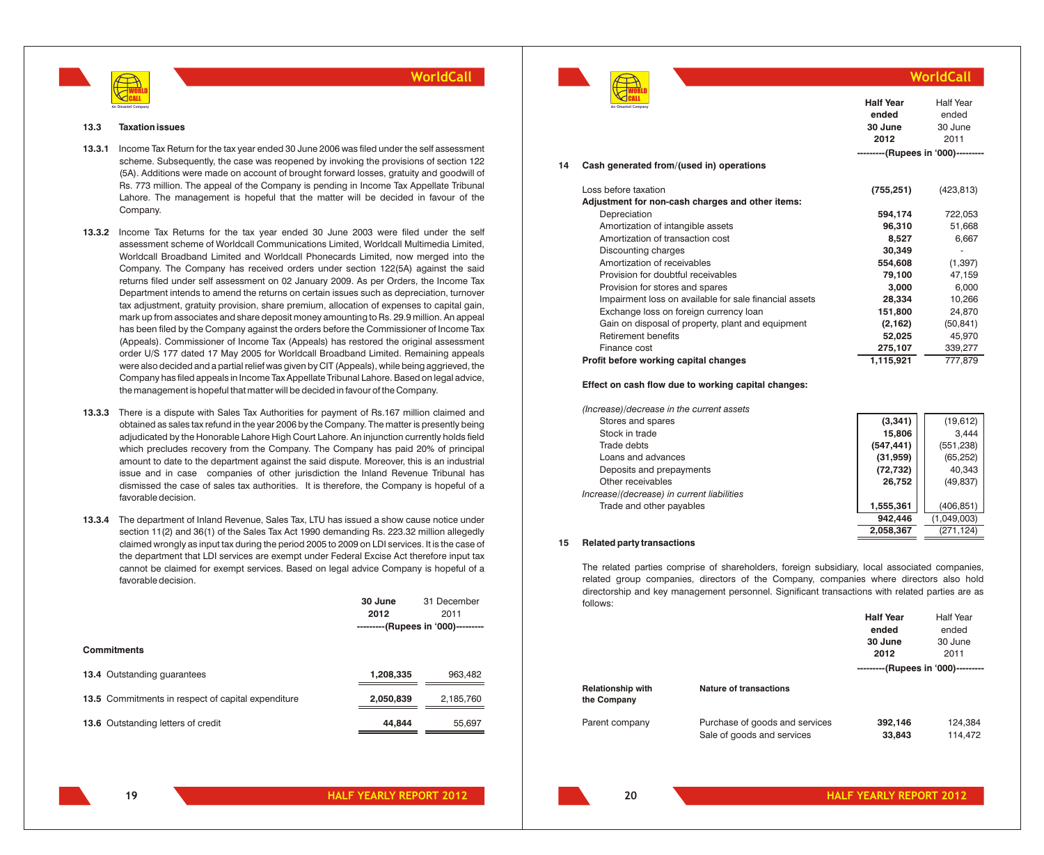### 13.3 Taxation issues

**13.3.1** Income Tax Return for the tax year ended 30 June 2006 was filed under the self assessment scheme. Subsequently, the case was reopened by invoking the provisions of section 122 (5A). Additions were made on account of brought forward losses, gratuity and goodwill of Rs. 773 million. The appeal of the Company is pending in Income Tax Appellate Tribunal Lahore. The management is hopeful that the matter will be decided in favour of the Company.

**13.3.2** Income Tax Returns for the tax year ended 30 June 2003 were filed under the self assessment scheme of Worldcall Communications Limited, Worldcall Multimedia Limited, Worldcall Broadband Limited and Worldcall Phonecards Limited, now merged into the Company. The Company has received orders under section 122(5A) against the said returns filed under self assessment on 02 January 2009. As per Orders, the Income Tax Department intends to amend the returns on certain issues such as depreciation, turnover tax adjustment, gratuity provision, share premium, allocation of expenses to capital gain, mark up from associates and share deposit money amounting to Rs. 29.9 million. An appeal has been filed by the Company against the orders before the Commissioner of Income Tax (Appeals). Commissioner of Income Tax (Appeals) has restored the original assessment order U/S 177 dated 17 May 2005 for Worldcall Broadband Limited. Remaining appeals were also decided and a partial relief was given by CIT (Appeals), while being aggrieved, the Company has filed appeals in Income Tax Appellate Tribunal Lahore. Based on legal advice, the management is hopeful that matter will be decided in favour of the Company.

**13.3.3** There is a dispute with Sales Tax Authorities for payment of Rs.167 million claimed and obtained as sales tax refund in the year 2006 by the Company. The matter is presently being adjudicated by the Honorable Lahore High Court Lahore. An injunction currently holds field which precludes recovery from the Company. The Company has paid 20% of principal amount to date to the department against the said dispute. Moreover, this is an industrial issue and in case companies of other jurisdiction the Inland Revenue Tribunal has dismissed the case of sales tax authorities. It is therefore, the Company is hopeful of a favorable decision.

**13.3.4** The department of Inland Revenue, Sales Tax, LTU has issued a show cause notice under section 11(2) and 36(1) of the Sales Tax Act 1990 demanding Rs. 223.32 million allegedly claimed wrongly as input tax during the period 2005 to 2009 on LDI services. It is the case of the department that LDI services are exempt under Federal Excise Act therefore input tax cannot be claimed for exempt services. Based on legal advice Company is hopeful of a favorable decision.

| | **30 June 2012** | 31 December 2011 |
|---|---|---|
| | **---------(Rupees in '000)---------** | |
| **Commitments** | | |
| **13.4** Outstanding guarantees | **1,208,335** | 963,482 |
| **13.5** Commitments in respect of capital expenditure | **2,050,839** | 2,185,760 |
| **13.6** Outstanding letters of credit | **44,844** | 55,697 |

### 14 Cash generated from/(used in) operations

| | **Half Year ended 30 June 2012** | Half Year ended 30 June 2011 |
|---|---|---|
| | **---------(Rupees in '000)---------** | |
| Loss before taxation | **(755,251)** | (423,813) |
| **Adjustment for non-cash charges and other items:** | | |
| Depreciation | **594,174** | 722,053 |
| Amortization of intangible assets | **96,310** | 51,668 |
| Amortization of transaction cost | **8,527** | 6,667 |
| Discounting charges | **30,349** | - |
| Amortization of receivables | **554,608** | (1,397) |
| Provision for doubtful receivables | **79,100** | 47,159 |
| Provision for stores and spares | **3,000** | 6,000 |
| Impairment loss on available for sale financial assets | **28,334** | 10,266 |
| Exchange loss on foreign currency loan | **151,800** | 24,870 |
| Gain on disposal of property, plant and equipment | **(2,162)** | (50,841) |
| Retirement benefits | **52,025** | 45,970 |
| Finance cost | **275,107** | 339,277 |
| **Profit before working capital changes** | **1,115,921** | 777,879 |
| **Effect on cash flow due to working capital changes:** | | |
| *(Increase)/decrease in the current assets* | | |
| Stores and spares | **(3,341)** | (19,612) |
| Stock in trade | **15,806** | 3,444 |
| Trade debts | **(547,441)** | (551,238) |
| Loans and advances | **(31,959)** | (65,252) |
| Deposits and prepayments | **(72,732)** | 40,343 |
| Other receivables | **26,752** | (49,837) |
| *Increase/(decrease) in current liabilities* | | |
| Trade and other payables | **1,555,361** | (406,851) |
| | **942,446** | (1,049,003) |
| | **2,058,367** | (271,124) |

### 15 Related party transactions

The related parties comprise of shareholders, foreign subsidiary, local associated companies, related group companies, directors of the Company, companies where directors also hold directorship and key management personnel. Significant transactions with related parties are as follows:

| **Relationship with the Company** | **Nature of transactions** | **Half Year ended 30 June 2012** | Half Year ended 30 June 2011 |
|---|---|---|---|
| | | **---------(Rupees in '000)---------** | |
| Parent company | Purchase of goods and services | **392,146** | 124,384 |
| | Sale of goods and services | **33,843** | 114,472 |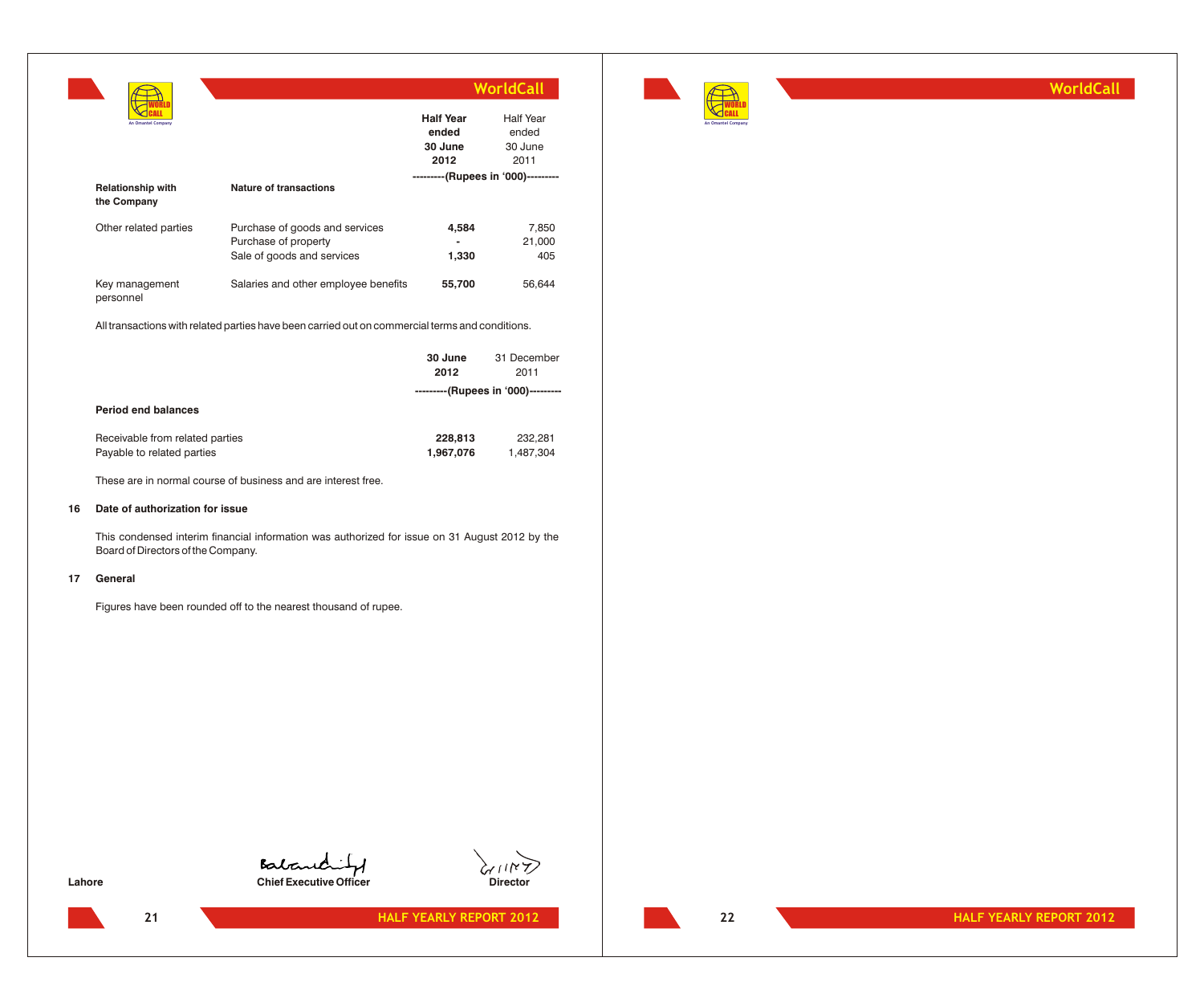| Relationship with the Company | Nature of transactions | Half Year ended 30 June 2012 | Half Year ended 30 June 2011 |
|---|---|---|---|
| | | ---------(Rupees in '000)--------- | |
| Other related parties | Purchase of goods and services | **4,584** | 7,850 |
| | Purchase of property | **-** | 21,000 |
| | Sale of goods and services | **1,330** | 405 |
| Key management personnel | Salaries and other employee benefits | **55,700** | 56,644 |

All transactions with related parties have been carried out on commercial terms and conditions.

| | 30 June 2012 | 31 December 2011 |
|---|---|---|
| | ---------(Rupees in '000)--------- | |
| **Period end balances** | | |
| Receivable from related parties | **228,813** | 232,281 |
| Payable to related parties | **1,967,076** | 1,487,304 |

These are in normal course of business and are interest free.

**16 Date of authorization for issue**

This condensed interim financial information was authorized for issue on 31 August 2012 by the Board of Directors of the Company.

**17 General**

Figures have been rounded off to the nearest thousand of rupee.

Lahore

**Chief Executive Officer** **Director**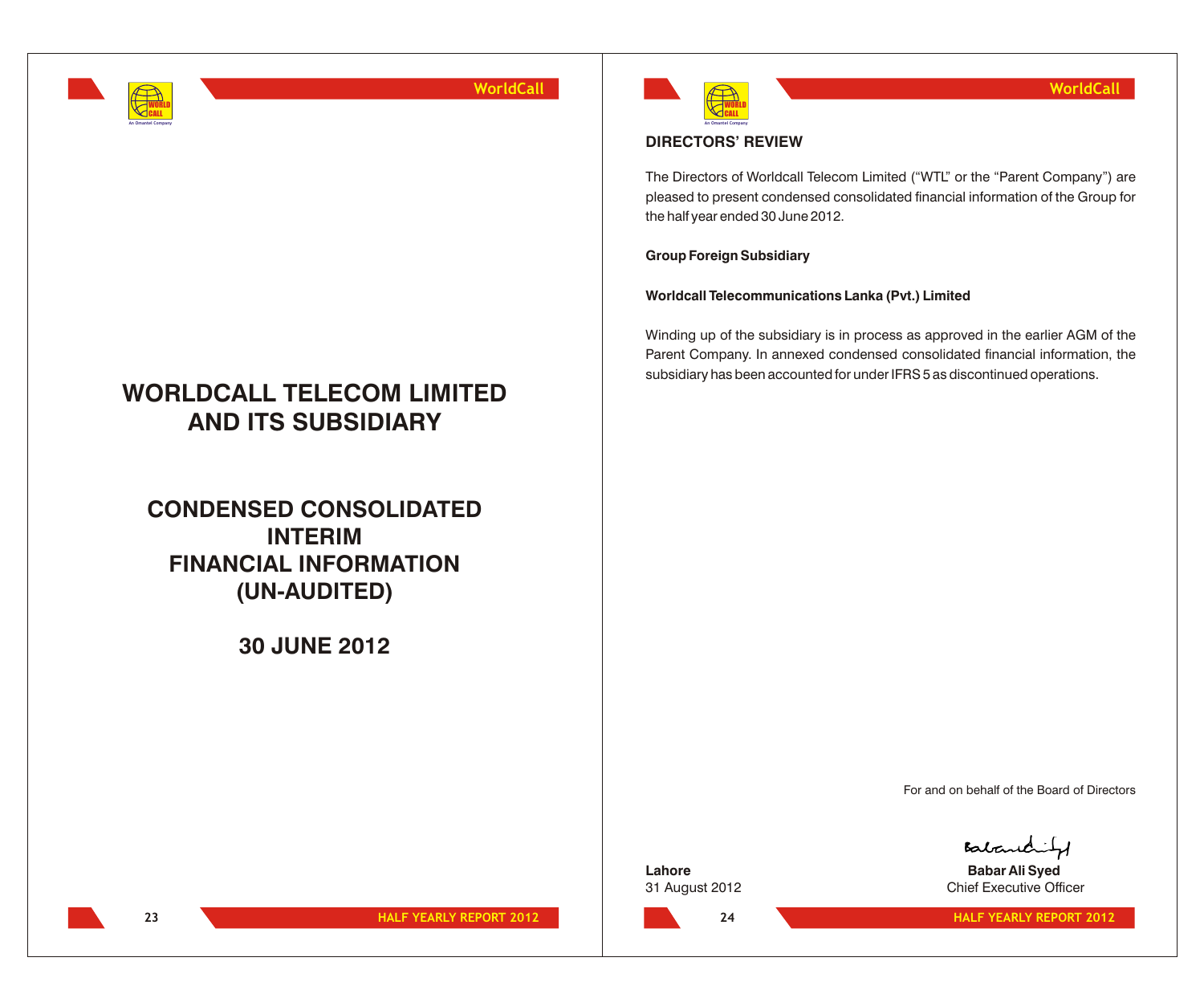# WORLDCALL TELECOM LIMITED AND ITS SUBSIDIARY

## CONDENSED CONSOLIDATED INTERIM FINANCIAL INFORMATION (UN-AUDITED)

## 30 JUNE 2012

### DIRECTORS' REVIEW

The Directors of Worldcall Telecom Limited ("WTL" or the "Parent Company") are pleased to present condensed consolidated financial information of the Group for the half year ended 30 June 2012.

**Group Foreign Subsidiary**

**Worldcall Telecommunications Lanka (Pvt.) Limited**

Winding up of the subsidiary is in process as approved in the earlier AGM of the Parent Company. In annexed condensed consolidated financial information, the subsidiary has been accounted for under IFRS 5 as discontinued operations.

For and on behalf of the Board of Directors

**Lahore**
31 August 2012

**Babar Ali Syed**
Chief Executive Officer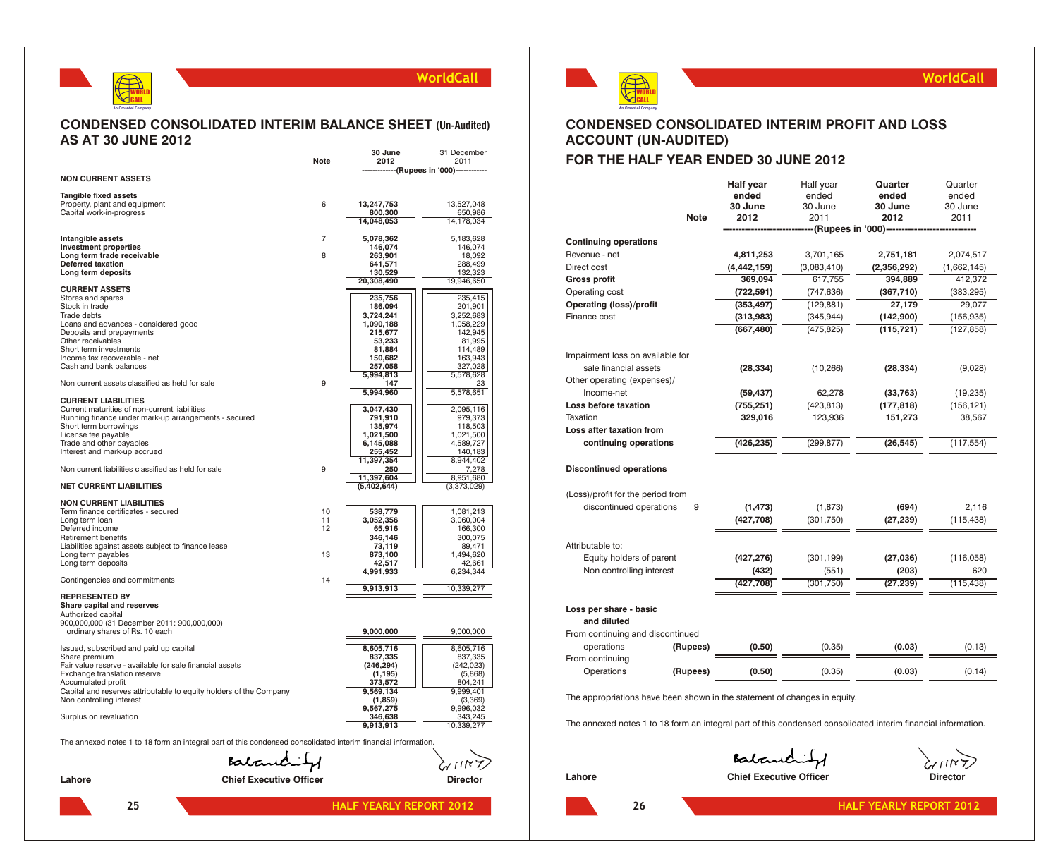## CONDENSED CONSOLIDATED INTERIM BALANCE SHEET (Un-Audited) AS AT 30 JUNE 2012

| | Note | 30 June 2012 | 31 December 2011 |
|---|---|---|---|
| | | (Rupees in '000) | |
| **NON CURRENT ASSETS** | | | |
| **Tangible fixed assets** | | | |
| Property, plant and equipment | 6 | 13,247,753 | 13,527,048 |
| Capital work-in-progress | | 800,300 | 650,986 |
| | | 14,048,053 | 14,178,034 |
| **Intangible assets** | 7 | 5,078,362 | 5,183,628 |
| **Investment properties** | | 146,074 | 146,074 |
| **Long term trade receivable** | 8 | 263,901 | 18,092 |
| **Deferred taxation** | | 641,571 | 288,499 |
| **Long term deposits** | | 130,529 | 132,323 |
| | | 20,308,490 | 19,946,650 |
| **CURRENT ASSETS** | | | |
| Stores and spares | | 235,756 | 235,415 |
| Stock in trade | | 186,094 | 201,901 |
| Trade debts | | 3,724,241 | 3,252,683 |
| Loans and advances - considered good | | 1,090,188 | 1,058,229 |
| Deposits and prepayments | | 215,677 | 142,945 |
| Other receivables | | 53,233 | 81,995 |
| Short term investments | | 81,884 | 114,489 |
| Income tax recoverable - net | | 150,682 | 163,943 |
| Cash and bank balances | | 257,058 | 327,028 |
| | | 5,994,813 | 5,578,628 |
| Non current assets classified as held for sale | 9 | 147 | 23 |
| | | 5,994,960 | 5,578,651 |
| **CURRENT LIABILITIES** | | | |
| Current maturities of non-current liabilities | | 3,047,430 | 2,095,116 |
| Running finance under mark-up arrangements - secured | | 791,910 | 979,373 |
| Short term borrowings | | 135,974 | 118,503 |
| License fee payable | | 1,021,500 | 1,021,500 |
| Trade and other payables | | 6,145,088 | 4,589,727 |
| Interest and mark-up accrued | | 255,452 | 140,183 |
| | | 11,397,354 | 8,944,402 |
| Non current liabilities classified as held for sale | 9 | 250 | 7,278 |
| | | 11,397,604 | 8,951,680 |
| **NET CURRENT LIABILITIES** | | (5,402,644) | (3,373,029) |
| **NON CURRENT LIABILITIES** | | | |
| Term finance certificates - secured | 10 | 538,779 | 1,081,213 |
| Long term loan | 11 | 3,052,356 | 3,060,004 |
| Deferred income | 12 | 65,916 | 166,300 |
| Retirement benefits | | 346,146 | 300,075 |
| Liabilities against assets subject to finance lease | | 73,119 | 89,471 |
| Long term payables | 13 | 873,100 | 1,494,620 |
| Long term deposits | | 42,517 | 42,661 |
| | | 4,991,933 | 6,234,344 |
| Contingencies and commitments | 14 | | |
| | | 9,913,913 | 10,339,277 |
| **REPRESENTED BY** | | | |
| **Share capital and reserves** | | | |
| Authorized capital | | | |
| 900,000,000 (31 December 2011: 900,000,000) ordinary shares of Rs. 10 each | | 9,000,000 | 9,000,000 |
| Issued, subscribed and paid up capital | | 8,605,716 | 8,605,716 |
| Share premium | | 837,335 | 837,335 |
| Fair value reserve - available for sale financial assets | | (246,294) | (242,023) |
| Exchange translation reserve | | (1,195) | (5,868) |
| Accumulated profit | | 373,572 | 804,241 |
| Capital and reserves attributable to equity holders of the Company | | 9,569,134 | 9,999,401 |
| Non controlling interest | | (1,859) | (3,369) |
| | | 9,567,275 | 9,996,032 |
| Surplus on revaluation | | 346,638 | 343,245 |
| | | 9,913,913 | 10,339,277 |

The annexed notes 1 to 18 form an integral part of this condensed consolidated interim financial information.

Lahore | Chief Executive Officer | Director

## CONDENSED CONSOLIDATED INTERIM PROFIT AND LOSS ACCOUNT (UN-AUDITED) FOR THE HALF YEAR ENDED 30 JUNE 2012

| | Note | Half year ended 30 June 2012 | Half year ended 30 June 2011 | Quarter ended 30 June 2012 | Quarter ended 30 June 2011 |
|---|---|---|---|---|---|
| | | (Rupees in '000) | | | |
| **Continuing operations** | | | | | |
| Revenue - net | | 4,811,253 | 3,701,165 | 2,751,181 | 2,074,517 |
| Direct cost | | (4,442,159) | (3,083,410) | (2,356,292) | (1,662,145) |
| **Gross profit** | | 369,094 | 617,755 | 394,889 | 412,372 |
| Operating cost | | (722,591) | (747,636) | (367,710) | (383,295) |
| **Operating (loss)/profit** | | (353,497) | (129,881) | 27,179 | 29,077 |
| Finance cost | | (313,983) | (345,944) | (142,900) | (156,935) |
| | | (667,480) | (475,825) | (115,721) | (127,858) |
| Impairment loss on available for sale financial assets | | (28,334) | (10,266) | (28,334) | (9,028) |
| Other operating (expenses)/ Income-net | | (59,437) | 62,278 | (33,763) | (19,235) |
| **Loss before taxation** | | (755,251) | (423,813) | (177,818) | (156,121) |
| Taxation | | 329,016 | 123,936 | 151,273 | 38,567 |
| **Loss after taxation from continuing operations** | | (426,235) | (299,877) | (26,545) | (117,554) |
| **Discontinued operations** | | | | | |
| (Loss)/profit for the period from discontinued operations | 9 | (1,473) | (1,873) | (694) | 2,116 |
| | | (427,708) | (301,750) | (27,239) | (115,438) |
| Attributable to: | | | | | |
| Equity holders of parent | | (427,276) | (301,199) | (27,036) | (116,058) |
| Non controlling interest | | (432) | (551) | (203) | 620 |
| | | (427,708) | (301,750) | (27,239) | (115,438) |
| **Loss per share - basic and diluted** | | | | | |
| From continuing and discontinued operations | (Rupees) | (0.50) | (0.35) | (0.03) | (0.13) |
| From continuing Operations | (Rupees) | (0.50) | (0.35) | (0.03) | (0.14) |

The appropriations have been shown in the statement of changes in equity.

The annexed notes 1 to 18 form an integral part of this condensed consolidated interim financial information.

Lahore | Chief Executive Officer | Director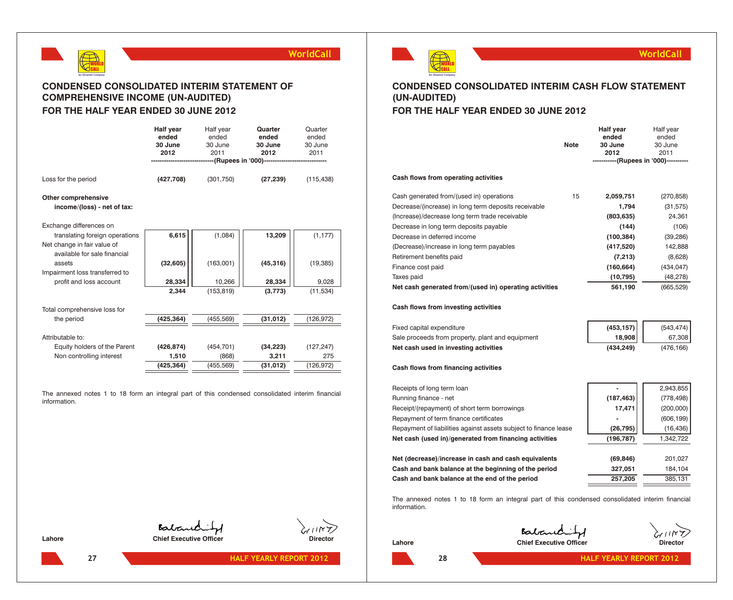## CONDENSED CONSOLIDATED INTERIM STATEMENT OF COMPREHENSIVE INCOME (UN-AUDITED)
## FOR THE HALF YEAR ENDED 30 JUNE 2012

| | Half year ended 30 June 2012 | Half year ended 30 June 2011 | Quarter ended 30 June 2012 | Quarter ended 30 June 2011 |
|---|---|---|---|---|
| | (Rupees in '000) | | | |
| Loss for the period | **(427,708)** | (301,750) | **(27,239)** | (115,438) |
| **Other comprehensive income/(loss) - net of tax:** | | | | |
| Exchange differences on translating foreign operations | **6,615** | (1,084) | **13,209** | (1,177) |
| Net change in fair value of available for sale financial assets | **(32,605)** | (163,001) | **(45,316)** | (19,385) |
| Impairment loss transferred to profit and loss account | **28,334** | 10,266 | **28,334** | 9,028 |
| | **2,344** | (153,819) | **(3,773)** | (11,534) |
| Total comprehensive loss for the period | **(425,364)** | (455,569) | **(31,012)** | (126,972) |
| Attributable to: | | | | |
| Equity holders of the Parent | **(426,874)** | (454,701) | **(34,223)** | (127,247) |
| Non controlling interest | **1,510** | (868) | **3,211** | 275 |
| | **(425,364)** | (455,569) | **(31,012)** | (126,972) |

The annexed notes 1 to 18 form an integral part of this condensed consolidated interim financial information.

Lahore

**Chief Executive Officer** | **Director**

## CONDENSED CONSOLIDATED INTERIM CASH FLOW STATEMENT (UN-AUDITED)
## FOR THE HALF YEAR ENDED 30 JUNE 2012

| | Note | Half year ended 30 June 2012 | Half year ended 30 June 2011 |
|---|---|---|---|
| | | (Rupees in '000) | |
| **Cash flows from operating activities** | | | |
| Cash generated from/(used in) operations | 15 | **2,059,751** | (270,858) |
| Decrease/(increase) in long term deposits receivable | | **1,794** | (31,575) |
| (Increase)/decrease long term trade receivable | | **(803,635)** | 24,361 |
| Decrease in long term deposits payable | | **(144)** | (106) |
| Decrease in deferred income | | **(100,384)** | (39,286) |
| (Decrease)/increase in long term payables | | **(417,520)** | 142,888 |
| Retirement benefits paid | | **(7,213)** | (8,628) |
| Finance cost paid | | **(160,664)** | (434,047) |
| Taxes paid | | **(10,795)** | (48,278) |
| **Net cash generated from/(used in) operating activities** | | **561,190** | (665,529) |
| **Cash flows from investing activities** | | | |
| Fixed capital expenditure | | **(453,157)** | (543,474) |
| Sale proceeds from property, plant and equipment | | **18,908** | 67,308 |
| **Net cash used in investing activities** | | **(434,249)** | (476,166) |
| **Cash flows from financing activities** | | | |
| Receipts of long term loan | | **-** | 2,943,855 |
| Running finance - net | | **(187,463)** | (778,498) |
| Receipt/(repayment) of short term borrowings | | **17,471** | (200,000) |
| Repayment of term finance certificates | | **-** | (606,199) |
| Repayment of liabilities against assets subject to finance lease | | **(26,795)** | (16,436) |
| **Net cash (used in)/generated from financing activities** | | **(196,787)** | 1,342,722 |
| **Net (decrease)/increase in cash and cash equivalents** | | **(69,846)** | 201,027 |
| **Cash and bank balance at the beginning of the period** | | **327,051** | 184,104 |
| **Cash and bank balance at the end of the period** | | **257,205** | 385,131 |

The annexed notes 1 to 18 form an integral part of this condensed consolidated interim financial information.

Lahore

**Chief Executive Officer** | **Director**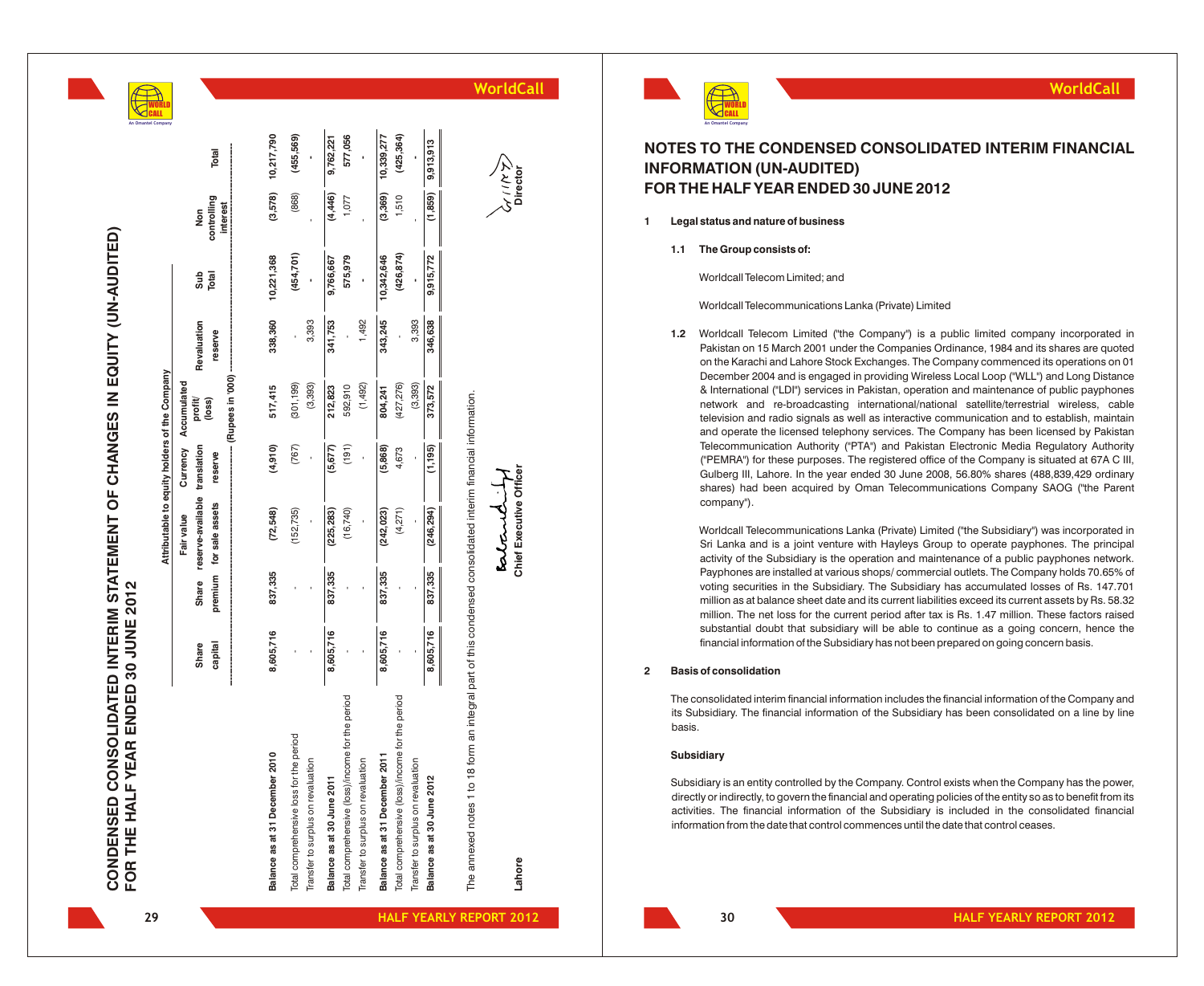# CONDENSED CONSOLIDATED INTERIM STATEMENT OF CHANGES IN EQUITY (UN-AUDITED) FOR THE HALF YEAR ENDED 30 JUNE 2012

| | Attributable to equity holders of the Company | | | | | | | | | |
|---|---|---|---|---|---|---|---|---|---|---|
| | Share capital | Share premium | Fair value reserve-available for sale assets | Currency translation reserve | Accumulated profit/ (loss) | Revaluation reserve | Sub Total | Non controlling interest | Total |
| | (Rupees in '000) | | | | | | | | |
| Balance as at 31 December 2010 | 8,605,716 | 837,335 | (72,548) | (4,910) | 517,415 | 338,360 | 10,221,368 | (3,578) | 10,217,790 |
| Total comprehensive loss for the period | - | - | (152,735) | (767) | (301,199) | - | (454,701) | (868) | (455,569) |
| Transfer to surplus on revaluation | - | - | - | - | (3,393) | 3,393 | - | - | - |
| Balance as at 30 June 2011 | 8,605,716 | 837,335 | (225,283) | (5,677) | 212,823 | 341,753 | 9,766,667 | (4,446) | 9,762,221 |
| Total comprehensive (loss)/income for the period | - | - | (16,740) | (191) | 592,910 | - | 575,979 | 1,077 | 577,056 |
| Transfer to surplus on revaluation | - | - | - | - | (1,492) | 1,492 | - | - | - |
| Balance as at 31 December 2011 | 8,605,716 | 837,335 | (242,023) | (5,868) | 804,241 | 343,245 | 10,342,646 | (3,369) | 10,339,277 |
| Total comprehensive (loss)/income for the period | - | - | (4,271) | 4,673 | (427,276) | - | (426,874) | 1,510 | (425,364) |
| Transfer to surplus on revaluation | - | - | - | - | (3,393) | 3,393 | - | - | - |
| Balance as at 30 June 2012 | 8,605,716 | 837,335 | (246,294) | (1,195) | 373,572 | 346,638 | 9,915,772 | (1,859) | 9,913,913 |

The annexed notes 1 to 18 form an integral part of this condensed consolidated interim financial information.

Lahore

Chief Executive Officer

Director

# NOTES TO THE CONDENSED CONSOLIDATED INTERIM FINANCIAL INFORMATION (UN-AUDITED) FOR THE HALF YEAR ENDED 30 JUNE 2012

**1 Legal status and nature of business**

**1.1 The Group consists of:**

Worldcall Telecom Limited; and

Worldcall Telecommunications Lanka (Private) Limited

**1.2** Worldcall Telecom Limited ("the Company") is a public limited company incorporated in Pakistan on 15 March 2001 under the Companies Ordinance, 1984 and its shares are quoted on the Karachi and Lahore Stock Exchanges. The Company commenced its operations on 01 December 2004 and is engaged in providing Wireless Local Loop ("WLL") and Long Distance & International ("LDI") services in Pakistan, operation and maintenance of public payphones network and re-broadcasting international/national satellite/terrestrial wireless, cable television and radio signals as well as interactive communication and to establish, maintain and operate the licensed telephony services. The Company has been licensed by Pakistan Telecommunication Authority ("PTA") and Pakistan Electronic Media Regulatory Authority ("PEMRA") for these purposes. The registered office of the Company is situated at 67A C III, Gulberg III, Lahore. In the year ended 30 June 2008, 56.80% shares (488,839,429 ordinary shares) had been acquired by Oman Telecommunications Company SAOG ("the Parent company").

Worldcall Telecommunications Lanka (Private) Limited ("the Subsidiary") was incorporated in Sri Lanka and is a joint venture with Hayleys Group to operate payphones. The principal activity of the Subsidiary is the operation and maintenance of a public payphones network. Payphones are installed at various shops/ commercial outlets. The Company holds 70.65% of voting securities in the Subsidiary. The Subsidiary has accumulated losses of Rs. 147.701 million as at balance sheet date and its current liabilities exceed its current assets by Rs. 58.32 million. The net loss for the current period after tax is Rs. 1.47 million. These factors raised substantial doubt that subsidiary will be able to continue as a going concern, hence the financial information of the Subsidiary has not been prepared on going concern basis.

**2 Basis of consolidation**

The consolidated interim financial information includes the financial information of the Company and its Subsidiary. The financial information of the Subsidiary has been consolidated on a line by line basis.

**Subsidiary**

Subsidiary is an entity controlled by the Company. Control exists when the Company has the power, directly or indirectly, to govern the financial and operating policies of the entity so as to benefit from its activities. The financial information of the Subsidiary is included in the consolidated financial information from the date that control commences until the date that control ceases.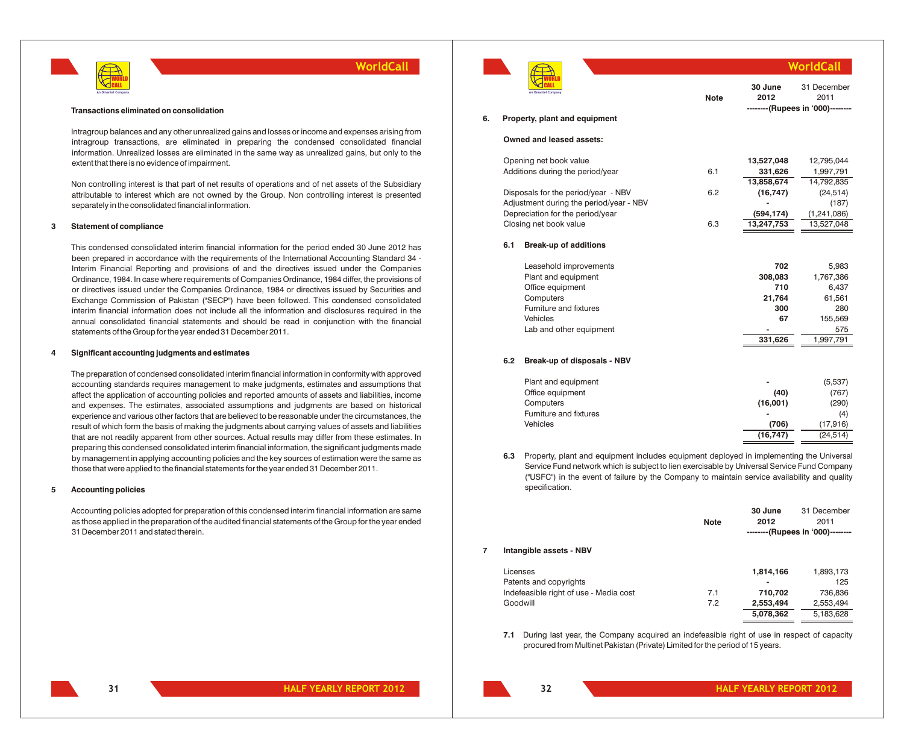**Transactions eliminated on consolidation**

Intragroup balances and any other unrealized gains and losses or income and expenses arising from intragroup transactions, are eliminated in preparing the condensed consolidated financial information. Unrealized losses are eliminated in the same way as unrealized gains, but only to the extent that there is no evidence of impairment.

Non controlling interest is that part of net results of operations and of net assets of the Subsidiary attributable to interest which are not owned by the Group. Non controlling interest is presented separately in the consolidated financial information.

## 3 Statement of compliance

This condensed consolidated interim financial information for the period ended 30 June 2012 has been prepared in accordance with the requirements of the International Accounting Standard 34 - Interim Financial Reporting and provisions of and the directives issued under the Companies Ordinance, 1984. In case where requirements of Companies Ordinance, 1984 differ, the provisions of or directives issued under the Companies Ordinance, 1984 or directives issued by Securities and Exchange Commission of Pakistan ("SECP") have been followed. This condensed consolidated interim financial information does not include all the information and disclosures required in the annual consolidated financial statements and should be read in conjunction with the financial statements of the Group for the year ended 31 December 2011.

## 4 Significant accounting judgments and estimates

The preparation of condensed consolidated interim financial information in conformity with approved accounting standards requires management to make judgments, estimates and assumptions that affect the application of accounting policies and reported amounts of assets and liabilities, income and expenses. The estimates, associated assumptions and judgments are based on historical experience and various other factors that are believed to be reasonable under the circumstances, the result of which form the basis of making the judgments about carrying values of assets and liabilities that are not readily apparent from other sources. Actual results may differ from these estimates. In preparing this condensed consolidated interim financial information, the significant judgments made by management in applying accounting policies and the key sources of estimation were the same as those that were applied to the financial statements for the year ended 31 December 2011.

## 5 Accounting policies

Accounting policies adopted for preparation of this condensed interim financial information are same as those applied in the preparation of the audited financial statements of the Group for the year ended 31 December 2011 and stated therein.

## 6. Property, plant and equipment

| | Note | 30 June 2012 | 31 December 2011 |
|---|---|---|---|
| | | --------(Rupees in '000)-------- | |
| **Owned and leased assets:** | | | |
| Opening net book value | | **13,527,048** | 12,795,044 |
| Additions during the period/year | 6.1 | **331,626** | 1,997,791 |
| | | **13,858,674** | 14,792,835 |
| Disposals for the period/year - NBV | 6.2 | **(16,747)** | (24,514) |
| Adjustment during the period/year - NBV | | **-** | (187) |
| Depreciation for the period/year | | **(594,174)** | (1,241,086) |
| Closing net book value | 6.3 | **13,247,753** | 13,527,048 |

### 6.1 Break-up of additions

| | 30 June 2012 | 31 December 2011 |
|---|---|---|
| Leasehold improvements | **702** | 5,983 |
| Plant and equipment | **308,083** | 1,767,386 |
| Office equipment | **710** | 6,437 |
| Computers | **21,764** | 61,561 |
| Furniture and fixtures | **300** | 280 |
| Vehicles | **67** | 155,569 |
| Lab and other equipment | **-** | 575 |
| | **331,626** | 1,997,791 |

### 6.2 Break-up of disposals - NBV

| | 30 June 2012 | 31 December 2011 |
|---|---|---|
| Plant and equipment | **-** | (5,537) |
| Office equipment | **(40)** | (767) |
| Computers | **(16,001)** | (290) |
| Furniture and fixtures | **-** | (4) |
| Vehicles | **(706)** | (17,916) |
| | **(16,747)** | (24,514) |

**6.3** Property, plant and equipment includes equipment deployed in implementing the Universal Service Fund network which is subject to lien exercisable by Universal Service Fund Company ("USFC") in the event of failure by the Company to maintain service availability and quality specification.

## 7 Intangible assets - NBV

| | Note | 30 June 2012 | 31 December 2011 |
|---|---|---|---|
| | | --------(Rupees in '000)-------- | |
| Licenses | | **1,814,166** | 1,893,173 |
| Patents and copyrights | | **-** | 125 |
| Indefeasible right of use - Media cost | 7.1 | **710,702** | 736,836 |
| Goodwill | 7.2 | **2,553,494** | 2,553,494 |
| | | **5,078,362** | 5,183,628 |

**7.1** During last year, the Company acquired an indefeasible right of use in respect of capacity procured from Multinet Pakistan (Private) Limited for the period of 15 years.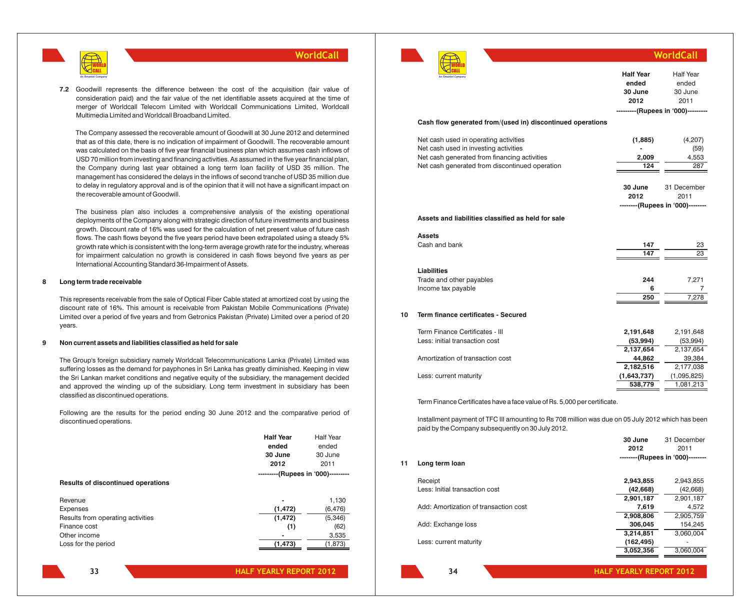**7.2** Goodwill represents the difference between the cost of the acquisition (fair value of consideration paid) and the fair value of the net identifiable assets acquired at the time of merger of Worldcall Telecom Limited with Worldcall Communications Limited, Worldcall Multimedia Limited and Worldcall Broadband Limited.

The Company assessed the recoverable amount of Goodwill at 30 June 2012 and determined that as of this date, there is no indication of impairment of Goodwill. The recoverable amount was calculated on the basis of five year financial business plan which assumes cash inflows of USD 70 million from investing and financing activities. As assumed in the five year financial plan, the Company during last year obtained a long term loan facility of USD 35 million. The management has considered the delays in the inflows of second tranche of USD 35 million due to delay in regulatory approval and is of the opinion that it will not have a significant impact on the recoverable amount of Goodwill.

The business plan also includes a comprehensive analysis of the existing operational deployments of the Company along with strategic direction of future investments and business growth. Discount rate of 16% was used for the calculation of net present value of future cash flows. The cash flows beyond the five years period have been extrapolated using a steady 5% growth rate which is consistent with the long-term average growth rate for the industry, whereas for impairment calculation no growth is considered in cash flows beyond five years as per International Accounting Standard 36-Impairment of Assets.

## 8 Long term trade receivable

This represents receivable from the sale of Optical Fiber Cable stated at amortized cost by using the discount rate of 16%. This amount is receivable from Pakistan Mobile Communications (Private) Limited over a period of five years and from Getronics Pakistan (Private) Limited over a period of 20 years.

## 9 Non current assets and liabilities classified as held for sale

The Group's foreign subsidiary namely Worldcall Telecommunications Lanka (Private) Limited was suffering losses as the demand for payphones in Sri Lanka has greatly diminished. Keeping in view the Sri Lankan market conditions and negative equity of the subsidiary, the management decided and approved the winding up of the subsidiary. Long term investment in subsidiary has been classified as discontinued operations.

Following are the results for the period ending 30 June 2012 and the comparative period of discontinued operations.

| | **Half Year ended 30 June 2012** | Half Year ended 30 June 2011 |
|---|---|---|
| | ---------(Rupees in '000)--------- | |
| **Results of discontinued operations** | | |
| Revenue | - | 1,130 |
| Expenses | (1,472) | (6,476) |
| Results from operating activities | (1,472) | (5,346) |
| Finance cost | (1) | (62) |
| Other income | - | 3,535 |
| Loss for the period | (1,473) | (1,873) |

| | **Half Year ended 30 June 2012** | Half Year ended 30 June 2011 |
|---|---|---|
| | ---------(Rupees in '000)--------- | |
| **Cash flow generated from/(used in) discontinued operations** | | |
| Net cash used in operating activities | (1,885) | (4,207) |
| Net cash used in investing activities | - | (59) |
| Net cash generated from financing activities | 2,009 | 4,553 |
| Net cash generated from discontinued operation | 124 | 287 |

| | **30 June 2012** | 31 December 2011 |
|---|---|---|
| | --------(Rupees in '000)-------- | |
| **Assets and liabilities classified as held for sale** | | |
| **Assets** | | |
| Cash and bank | 147 | 23 |
| | 147 | 23 |
| **Liabilities** | | |
| Trade and other payables | 244 | 7,271 |
| Income tax payable | 6 | 7 |
| | 250 | 7,278 |

## 10 Term finance certificates - Secured

| | **30 June 2012** | 31 December 2011 |
|---|---|---|
| Term Finance Certificates - III | 2,191,648 | 2,191,648 |
| Less: initial transaction cost | (53,994) | (53,994) |
| | 2,137,654 | 2,137,654 |
| Amortization of transaction cost | 44,862 | 39,384 |
| | 2,182,516 | 2,177,038 |
| Less: current maturity | (1,643,737) | (1,095,825) |
| | 538,779 | 1,081,213 |

Term Finance Certificates have a face value of Rs. 5,000 per certificate.

Installment payment of TFC III amounting to Rs 708 million was due on 05 July 2012 which has been paid by the Company subsequently on 30 July 2012.

## 11 Long term loan

| | **30 June 2012** | 31 December 2011 |
|---|---|---|
| | --------(Rupees in '000)-------- | |
| Receipt | 2,943,855 | 2,943,855 |
| Less: Initial transaction cost | (42,668) | (42,668) |
| | 2,901,187 | 2,901,187 |
| Add: Amortization of transaction cost | 7,619 | 4,572 |
| | 2,908,806 | 2,905,759 |
| Add: Exchange loss | 306,045 | 154,245 |
| | 3,214,851 | 3,060,004 |
| Less: current maturity | (162,495) | - |
| | 3,052,356 | 3,060,004 |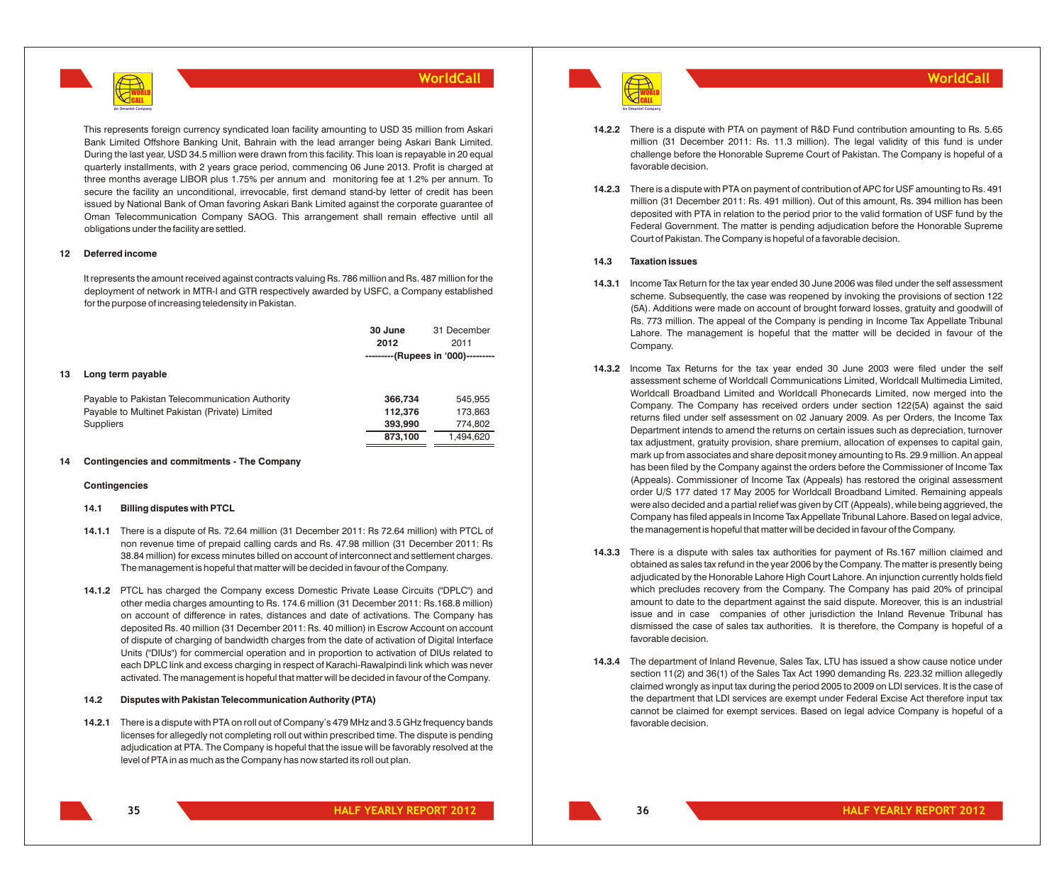This represents foreign currency syndicated loan facility amounting to USD 35 million from Askari Bank Limited Offshore Banking Unit, Bahrain with the lead arranger being Askari Bank Limited. During the last year, USD 34.5 million were drawn from this facility. This loan is repayable in 20 equal quarterly installments, with 2 years grace period, commencing 06 June 2013. Profit is charged at three months average LIBOR plus 1.75% per annum and monitoring fee at 1.2% per annum. To secure the facility an unconditional, irrevocable, first demand stand-by letter of credit has been issued by National Bank of Oman favoring Askari Bank Limited against the corporate guarantee of Oman Telecommunication Company SAOG. This arrangement shall remain effective until all obligations under the facility are settled.

## 12 Deferred income

It represents the amount received against contracts valuing Rs. 786 million and Rs. 487 million for the deployment of network in MTR-I and GTR respectively awarded by USFC, a Company established for the purpose of increasing teledensity in Pakistan.

| | **30 June 2012** | 31 December 2011 |
|---|---|---|
| | ---------(Rupees in '000)--------- | |
| **13 Long term payable** | | |
| Payable to Pakistan Telecommunication Authority | **366,734** | 545,955 |
| Payable to Multinet Pakistan (Private) Limited | **112,376** | 173,863 |
| Suppliers | **393,990** | 774,802 |
| | **873,100** | 1,494,620 |

## 14 Contingencies and commitments - The Company

### Contingencies

### 14.1 Billing disputes with PTCL

**14.1.1** There is a dispute of Rs. 72.64 million (31 December 2011: Rs 72.64 million) with PTCL of non revenue time of prepaid calling cards and Rs. 47.98 million (31 December 2011: Rs 38.84 million) for excess minutes billed on account of interconnect and settlement charges. The management is hopeful that matter will be decided in favour of the Company.

**14.1.2** PTCL has charged the Company excess Domestic Private Lease Circuits ("DPLC") and other media charges amounting to Rs. 174.6 million (31 December 2011: Rs.168.8 million) on account of difference in rates, distances and date of activations. The Company has deposited Rs. 40 million (31 December 2011: Rs. 40 million) in Escrow Account on account of dispute of charging of bandwidth charges from the date of activation of Digital Interface Units ("DIUs") for commercial operation and in proportion to activation of DIUs related to each DPLC link and excess charging in respect of Karachi-Rawalpindi link which was never activated. The management is hopeful that matter will be decided in favour of the Company.

### 14.2 Disputes with Pakistan Telecommunication Authority (PTA)

**14.2.1** There is a dispute with PTA on roll out of Company's 479 MHz and 3.5 GHz frequency bands licenses for allegedly not completing roll out within prescribed time. The dispute is pending adjudication at PTA. The Company is hopeful that the issue will be favorably resolved at the level of PTA in as much as the Company has now started its roll out plan.

**14.2.2** There is a dispute with PTA on payment of R&D Fund contribution amounting to Rs. 5.65 million (31 December 2011: Rs. 11.3 million). The legal validity of this fund is under challenge before the Honorable Supreme Court of Pakistan. The Company is hopeful of a favorable decision.

**14.2.3** There is a dispute with PTA on payment of contribution of APC for USF amounting to Rs. 491 million (31 December 2011: Rs. 491 million). Out of this amount, Rs. 394 million has been deposited with PTA in relation to the period prior to the valid formation of USF fund by the Federal Government. The matter is pending adjudication before the Honorable Supreme Court of Pakistan. The Company is hopeful of a favorable decision.

### 14.3 Taxation issues

**14.3.1** Income Tax Return for the tax year ended 30 June 2006 was filed under the self assessment scheme. Subsequently, the case was reopened by invoking the provisions of section 122 (5A). Additions were made on account of brought forward losses, gratuity and goodwill of Rs. 773 million. The appeal of the Company is pending in Income Tax Appellate Tribunal Lahore. The management is hopeful that the matter will be decided in favour of the Company.

**14.3.2** Income Tax Returns for the tax year ended 30 June 2003 were filed under the self assessment scheme of Worldcall Communications Limited, Worldcall Multimedia Limited, Worldcall Broadband Limited and Worldcall Phonecards Limited, now merged into the Company. The Company has received orders under section 122(5A) against the said returns filed under self assessment on 02 January 2009. As per Orders, the Income Tax Department intends to amend the returns on certain issues such as depreciation, turnover tax adjustment, gratuity provision, share premium, allocation of expenses to capital gain, mark up from associates and share deposit money amounting to Rs. 29.9 million. An appeal has been filed by the Company against the orders before the Commissioner of Income Tax (Appeals). Commissioner of Income Tax (Appeals) has restored the original assessment order U/S 177 dated 17 May 2005 for Worldcall Broadband Limited. Remaining appeals were also decided and a partial relief was given by CIT (Appeals), while being aggrieved, the Company has filed appeals in Income Tax Appellate Tribunal Lahore. Based on legal advice, the management is hopeful that matter will be decided in favour of the Company.

**14.3.3** There is a dispute with sales tax authorities for payment of Rs.167 million claimed and obtained as sales tax refund in the year 2006 by the Company. The matter is presently being adjudicated by the Honorable Lahore High Court Lahore. An injunction currently holds field which precludes recovery from the Company. The Company has paid 20% of principal amount to date to the department against the said dispute. Moreover, this is an industrial issue and in case companies of other jurisdiction the Inland Revenue Tribunal has dismissed the case of sales tax authorities. It is therefore, the Company is hopeful of a favorable decision.

**14.3.4** The department of Inland Revenue, Sales Tax, LTU has issued a show cause notice under section 11(2) and 36(1) of the Sales Tax Act 1990 demanding Rs. 223.32 million allegedly claimed wrongly as input tax during the period 2005 to 2009 on LDI services. It is the case of the department that LDI services are exempt under Federal Excise Act therefore input tax cannot be claimed for exempt services. Based on legal advice Company is hopeful of a favorable decision.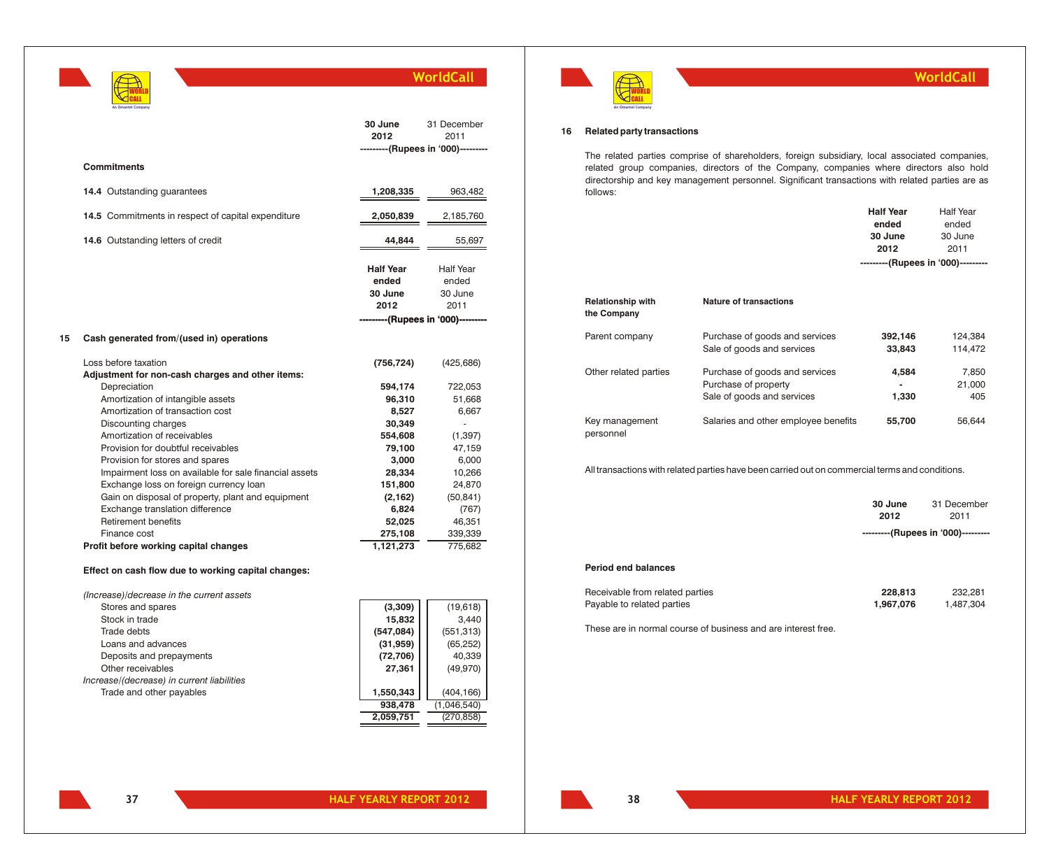| | 30 June 2012 | 31 December 2011 |
|---|---|---|
| | ---------(Rupees in '000)--------- | |
| **Commitments** | | |
| **14.4** Outstanding guarantees | **1,208,335** | 963,482 |
| **14.5** Commitments in respect of capital expenditure | **2,050,839** | 2,185,760 |
| **14.6** Outstanding letters of credit | **44,844** | 55,697 |

## 15 Cash generated from/(used in) operations

| | Half Year ended 30 June 2012 | Half Year ended 30 June 2011 |
|---|---|---|
| | ---------(Rupees in '000)--------- | |
| Loss before taxation | **(756,724)** | (425,686) |
| **Adjustment for non-cash charges and other items:** | | |
| Depreciation | **594,174** | 722,053 |
| Amortization of intangible assets | **96,310** | 51,668 |
| Amortization of transaction cost | **8,527** | 6,667 |
| Discounting charges | **30,349** | - |
| Amortization of receivables | **554,608** | (1,397) |
| Provision for doubtful receivables | **79,100** | 47,159 |
| Provision for stores and spares | **3,000** | 6,000 |
| Impairment loss on available for sale financial assets | **28,334** | 10,266 |
| Exchange loss on foreign currency loan | **151,800** | 24,870 |
| Gain on disposal of property, plant and equipment | **(2,162)** | (50,841) |
| Exchange translation difference | **6,824** | (767) |
| Retirement benefits | **52,025** | 46,351 |
| Finance cost | **275,108** | 339,339 |
| **Profit before working capital changes** | **1,121,273** | 775,682 |
| **Effect on cash flow due to working capital changes:** | | |
| *(Increase)/decrease in the current assets* | | |
| Stores and spares | **(3,309)** | (19,618) |
| Stock in trade | **15,832** | 3,440 |
| Trade debts | **(547,084)** | (551,313) |
| Loans and advances | **(31,959)** | (65,252) |
| Deposits and prepayments | **(72,706)** | 40,339 |
| Other receivables | **27,361** | (49,970) |
| *Increase/(decrease) in current liabilities* | | |
| Trade and other payables | **1,550,343** | (404,166) |
| | **938,478** | (1,046,540) |
| | **2,059,751** | (270,858) |

## 16 Related party transactions

The related parties comprise of shareholders, foreign subsidiary, local associated companies, related group companies, directors of the Company, companies where directors also hold directorship and key management personnel. Significant transactions with related parties are as follows:

| Relationship with the Company | Nature of transactions | Half Year ended 30 June 2012 | Half Year ended 30 June 2011 |
|---|---|---|---|
| | | ---------(Rupees in '000)--------- | |
| Parent company | Purchase of goods and services | **392,146** | 124,384 |
| | Sale of goods and services | **33,843** | 114,472 |
| Other related parties | Purchase of goods and services | **4,584** | 7,850 |
| | Purchase of property | **-** | 21,000 |
| | Sale of goods and services | **1,330** | 405 |
| Key management personnel | Salaries and other employee benefits | **55,700** | 56,644 |

All transactions with related parties have been carried out on commercial terms and conditions.

| | 30 June 2012 | 31 December 2011 |
|---|---|---|
| | ---------(Rupees in '000)--------- | |
| **Period end balances** | | |
| Receivable from related parties | **228,813** | 232,281 |
| Payable to related parties | **1,967,076** | 1,487,304 |

These are in normal course of business and are interest free.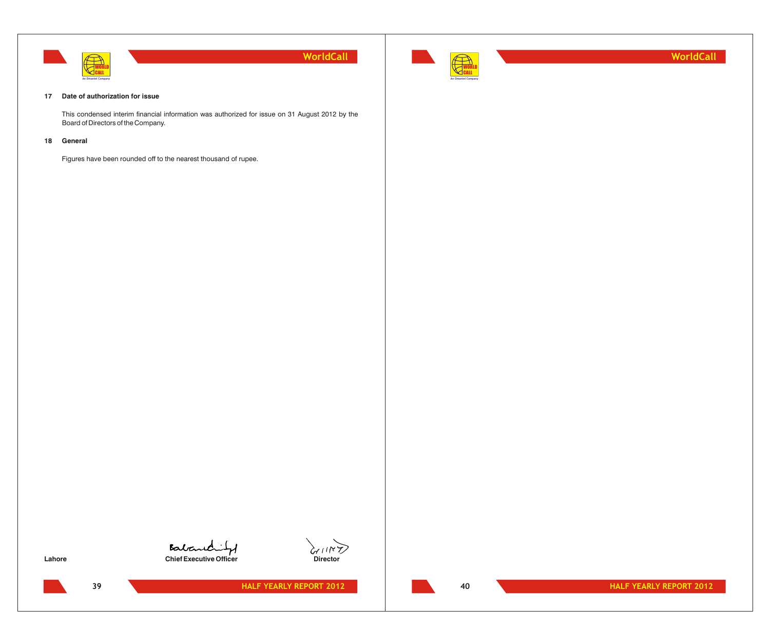**17 Date of authorization for issue**

This condensed interim financial information was authorized for issue on 31 August 2012 by the Board of Directors of the Company.

**18 General**

Figures have been rounded off to the nearest thousand of rupee.

| | | |
|---|---|---|
| **Lahore** | **Chief Executive Officer** | **Director** |